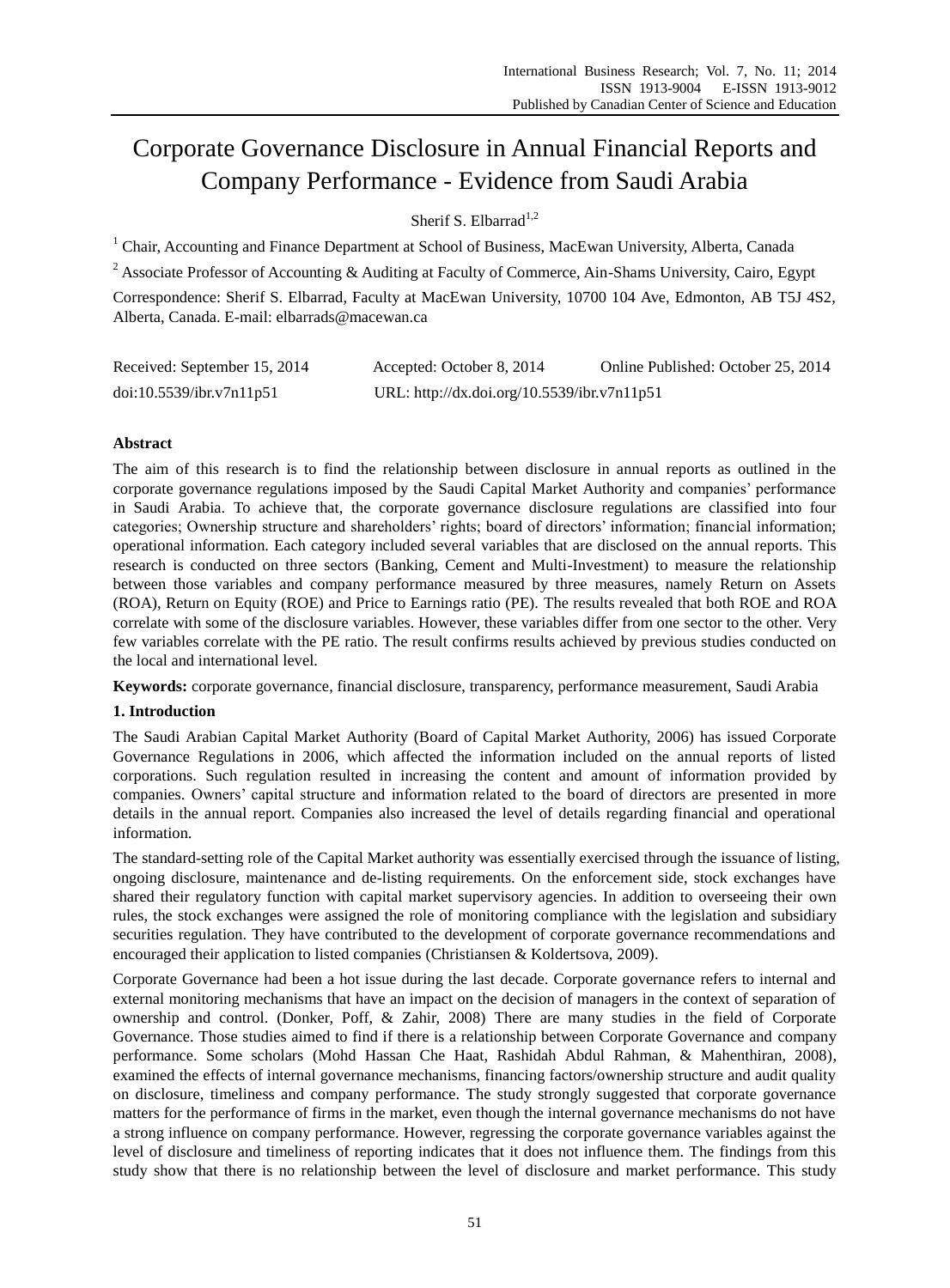# Corporate Governance Disclosure in Annual Financial Reports and Company Performance - Evidence from Saudi Arabia

Sherif S. Elbarrad[1,2]

[1] Chair, Accounting and Finance Department at School of Business, MacEwan University, Alberta, Canada

[2] Associate Professor of Accounting & Auditing at Faculty of Commerce, Ain-Shams University, Cairo, Egypt

Correspondence: Sherif S. Elbarrad, Faculty at MacEwan University, 10700 104 Ave, Edmonton, AB T5J 4S2, Alberta, Canada. E-mail: elbarrads@macewan.ca

Received: September 15, 2014 Accepted: October 8, 2014 Online Published: October 25, 2014

doi:10.5539/ibr.v7n11p51 URL: http://dx.doi.org/10.5539/ibr.v7n11p51

## Abstract

The aim of this research is to find the relationship between disclosure in annual reports as outlined in the corporate governance regulations imposed by the Saudi Capital Market Authority and companies' performance in Saudi Arabia. To achieve that, the corporate governance disclosure regulations are classified into four categories; Ownership structure and shareholders' rights; board of directors' information; financial information; operational information. Each category included several variables that are disclosed on the annual reports. This research is conducted on three sectors (Banking, Cement and Multi-Investment) to measure the relationship between those variables and company performance measured by three measures, namely Return on Assets (ROA), Return on Equity (ROE) and Price to Earnings ratio (PE). The results revealed that both ROE and ROA correlate with some of the disclosure variables. However, these variables differ from one sector to the other. Very few variables correlate with the PE ratio. The result confirms results achieved by previous studies conducted on the local and international level.

**Keywords:** corporate governance, financial disclosure, transparency, performance measurement, Saudi Arabia

## 1. Introduction

The Saudi Arabian Capital Market Authority (Board of Capital Market Authority, 2006) has issued Corporate Governance Regulations in 2006, which affected the information included on the annual reports of listed corporations. Such regulation resulted in increasing the content and amount of information provided by companies. Owners' capital structure and information related to the board of directors are presented in more details in the annual report. Companies also increased the level of details regarding financial and operational information.

The standard-setting role of the Capital Market authority was essentially exercised through the issuance of listing, ongoing disclosure, maintenance and de-listing requirements. On the enforcement side, stock exchanges have shared their regulatory function with capital market supervisory agencies. In addition to overseeing their own rules, the stock exchanges were assigned the role of monitoring compliance with the legislation and subsidiary securities regulation. They have contributed to the development of corporate governance recommendations and encouraged their application to listed companies (Christiansen & Koldertsova, 2009).

Corporate Governance had been a hot issue during the last decade. Corporate governance refers to internal and external monitoring mechanisms that have an impact on the decision of managers in the context of separation of ownership and control. (Donker, Poff, & Zahir, 2008) There are many studies in the field of Corporate Governance. Those studies aimed to find if there is a relationship between Corporate Governance and company performance. Some scholars (Mohd Hassan Che Haat, Rashidah Abdul Rahman, & Mahenthiran, 2008), examined the effects of internal governance mechanisms, financing factors/ownership structure and audit quality on disclosure, timeliness and company performance. The study strongly suggested that corporate governance matters for the performance of firms in the market, even though the internal governance mechanisms do not have a strong influence on company performance. However, regressing the corporate governance variables against the level of disclosure and timeliness of reporting indicates that it does not influence them. The findings from this study show that there is no relationship between the level of disclosure and market performance. This study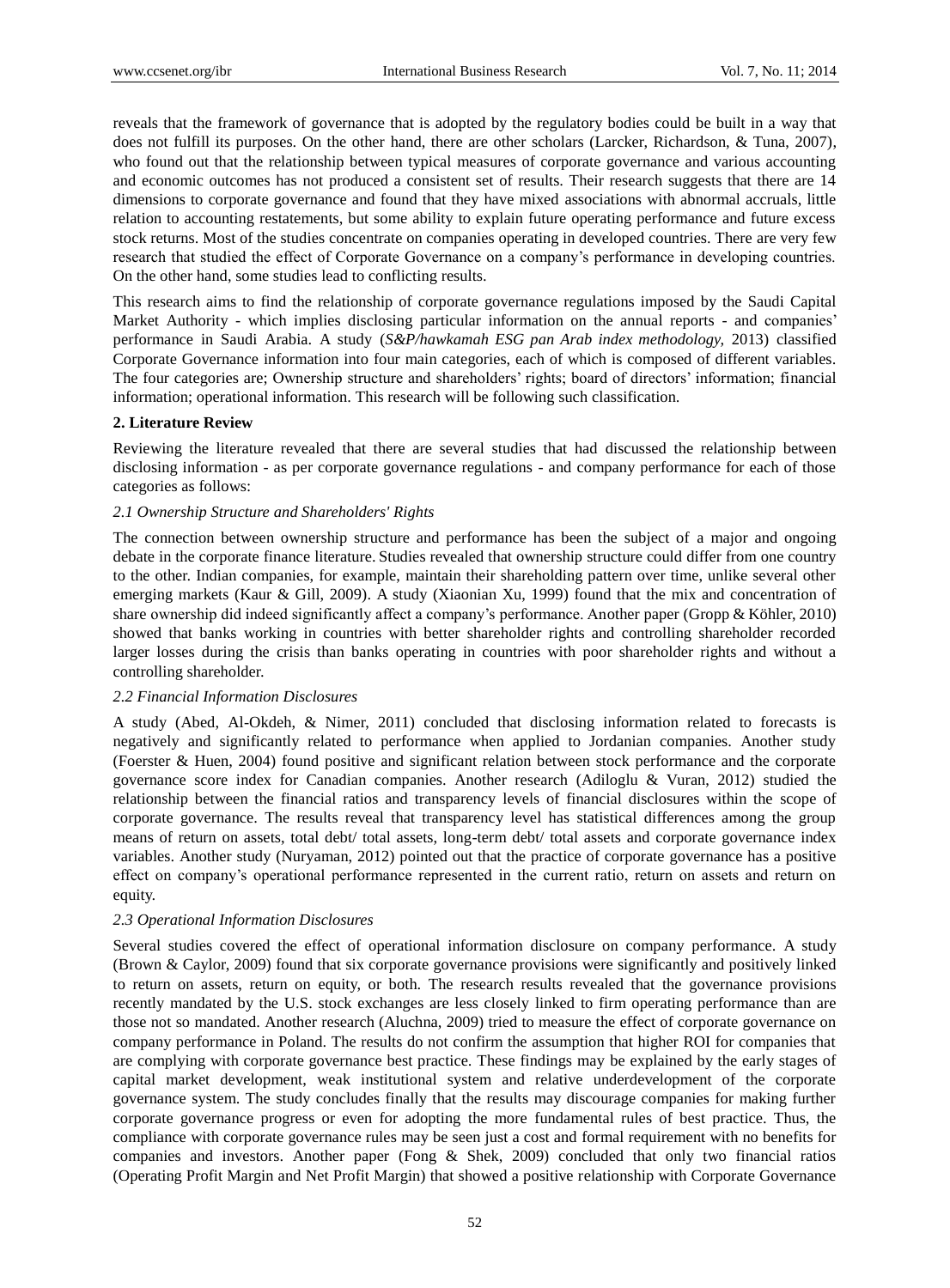reveals that the framework of governance that is adopted by the regulatory bodies could be built in a way that does not fulfill its purposes. On the other hand, there are other scholars (Larcker, Richardson, & Tuna, 2007), who found out that the relationship between typical measures of corporate governance and various accounting and economic outcomes has not produced a consistent set of results. Their research suggests that there are 14 dimensions to corporate governance and found that they have mixed associations with abnormal accruals, little relation to accounting restatements, but some ability to explain future operating performance and future excess stock returns. Most of the studies concentrate on companies operating in developed countries. There are very few research that studied the effect of Corporate Governance on a company's performance in developing countries. On the other hand, some studies lead to conflicting results.

This research aims to find the relationship of corporate governance regulations imposed by the Saudi Capital Market Authority - which implies disclosing particular information on the annual reports - and companies' performance in Saudi Arabia. A study (*S&P/hawkamah ESG pan Arab index methodology*, 2013) classified Corporate Governance information into four main categories, each of which is composed of different variables. The four categories are; Ownership structure and shareholders' rights; board of directors' information; financial information; operational information. This research will be following such classification.

## 2. Literature Review

Reviewing the literature revealed that there are several studies that had discussed the relationship between disclosing information - as per corporate governance regulations - and company performance for each of those categories as follows:

### *2.1 Ownership Structure and Shareholders' Rights*

The connection between ownership structure and performance has been the subject of a major and ongoing debate in the corporate finance literature. Studies revealed that ownership structure could differ from one country to the other. Indian companies, for example, maintain their shareholding pattern over time, unlike several other emerging markets (Kaur & Gill, 2009). A study (Xiaonian Xu, 1999) found that the mix and concentration of share ownership did indeed significantly affect a company's performance. Another paper (Gropp & Köhler, 2010) showed that banks working in countries with better shareholder rights and controlling shareholder recorded larger losses during the crisis than banks operating in countries with poor shareholder rights and without a controlling shareholder.

### *2.2 Financial Information Disclosures*

A study (Abed, Al-Okdeh, & Nimer, 2011) concluded that disclosing information related to forecasts is negatively and significantly related to performance when applied to Jordanian companies. Another study (Foerster & Huen, 2004) found positive and significant relation between stock performance and the corporate governance score index for Canadian companies. Another research (Adiloglu & Vuran, 2012) studied the relationship between the financial ratios and transparency levels of financial disclosures within the scope of corporate governance. The results reveal that transparency level has statistical differences among the group means of return on assets, total debt/ total assets, long-term debt/ total assets and corporate governance index variables. Another study (Nuryaman, 2012) pointed out that the practice of corporate governance has a positive effect on company's operational performance represented in the current ratio, return on assets and return on equity.

### *2.3 Operational Information Disclosures*

Several studies covered the effect of operational information disclosure on company performance. A study (Brown & Caylor, 2009) found that six corporate governance provisions were significantly and positively linked to return on assets, return on equity, or both. The research results revealed that the governance provisions recently mandated by the U.S. stock exchanges are less closely linked to firm operating performance than are those not so mandated. Another research (Aluchna, 2009) tried to measure the effect of corporate governance on company performance in Poland. The results do not confirm the assumption that higher ROI for companies that are complying with corporate governance best practice. These findings may be explained by the early stages of capital market development, weak institutional system and relative underdevelopment of the corporate governance system. The study concludes finally that the results may discourage companies for making further corporate governance progress or even for adopting the more fundamental rules of best practice. Thus, the compliance with corporate governance rules may be seen just a cost and formal requirement with no benefits for companies and investors. Another paper (Fong & Shek, 2009) concluded that only two financial ratios (Operating Profit Margin and Net Profit Margin) that showed a positive relationship with Corporate Governance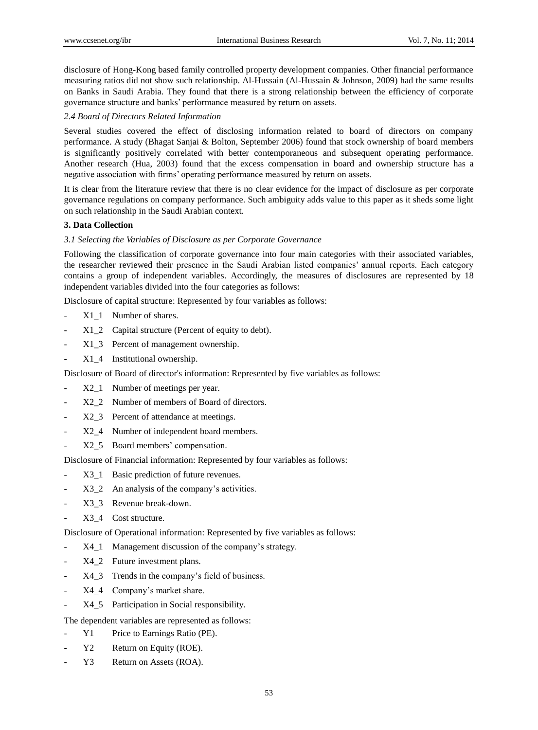disclosure of Hong-Kong based family controlled property development companies. Other financial performance measuring ratios did not show such relationship. Al-Hussain (Al-Hussain & Johnson, 2009) had the same results on Banks in Saudi Arabia. They found that there is a strong relationship between the efficiency of corporate governance structure and banks' performance measured by return on assets.

### *2.4 Board of Directors Related Information*

Several studies covered the effect of disclosing information related to board of directors on company performance. A study (Bhagat Sanjai & Bolton, September 2006) found that stock ownership of board members is significantly positively correlated with better contemporaneous and subsequent operating performance. Another research (Hua, 2003) found that the excess compensation in board and ownership structure has a negative association with firms' operating performance measured by return on assets.

It is clear from the literature review that there is no clear evidence for the impact of disclosure as per corporate governance regulations on company performance. Such ambiguity adds value to this paper as it sheds some light on such relationship in the Saudi Arabian context.

## **3. Data Collection**

### *3.1 Selecting the Variables of Disclosure as per Corporate Governance*

Following the classification of corporate governance into four main categories with their associated variables, the researcher reviewed their presence in the Saudi Arabian listed companies' annual reports. Each category contains a group of independent variables. Accordingly, the measures of disclosures are represented by 18 independent variables divided into the four categories as follows:

Disclosure of capital structure: Represented by four variables as follows:

- X1_1 Number of shares.
- X1_2 Capital structure (Percent of equity to debt).
- X1_3 Percent of management ownership.
- X1_4 Institutional ownership.

Disclosure of Board of director's information: Represented by five variables as follows:

- X2_1 Number of meetings per year.
- X2_2 Number of members of Board of directors.
- X2_3 Percent of attendance at meetings.
- X2_4 Number of independent board members.
- X2_5 Board members' compensation.

Disclosure of Financial information: Represented by four variables as follows:

- X3_1 Basic prediction of future revenues.
- X3_2 An analysis of the company's activities.
- X3_3 Revenue break-down.
- X3_4 Cost structure.

Disclosure of Operational information: Represented by five variables as follows:

- X4_1 Management discussion of the company's strategy.
- X4_2 Future investment plans.
- X4_3 Trends in the company's field of business.
- X4_4 Company's market share.
- X4_5 Participation in Social responsibility.

The dependent variables are represented as follows:

- Y1 Price to Earnings Ratio (PE).
- Y2 Return on Equity (ROE).
- Y3 Return on Assets (ROA).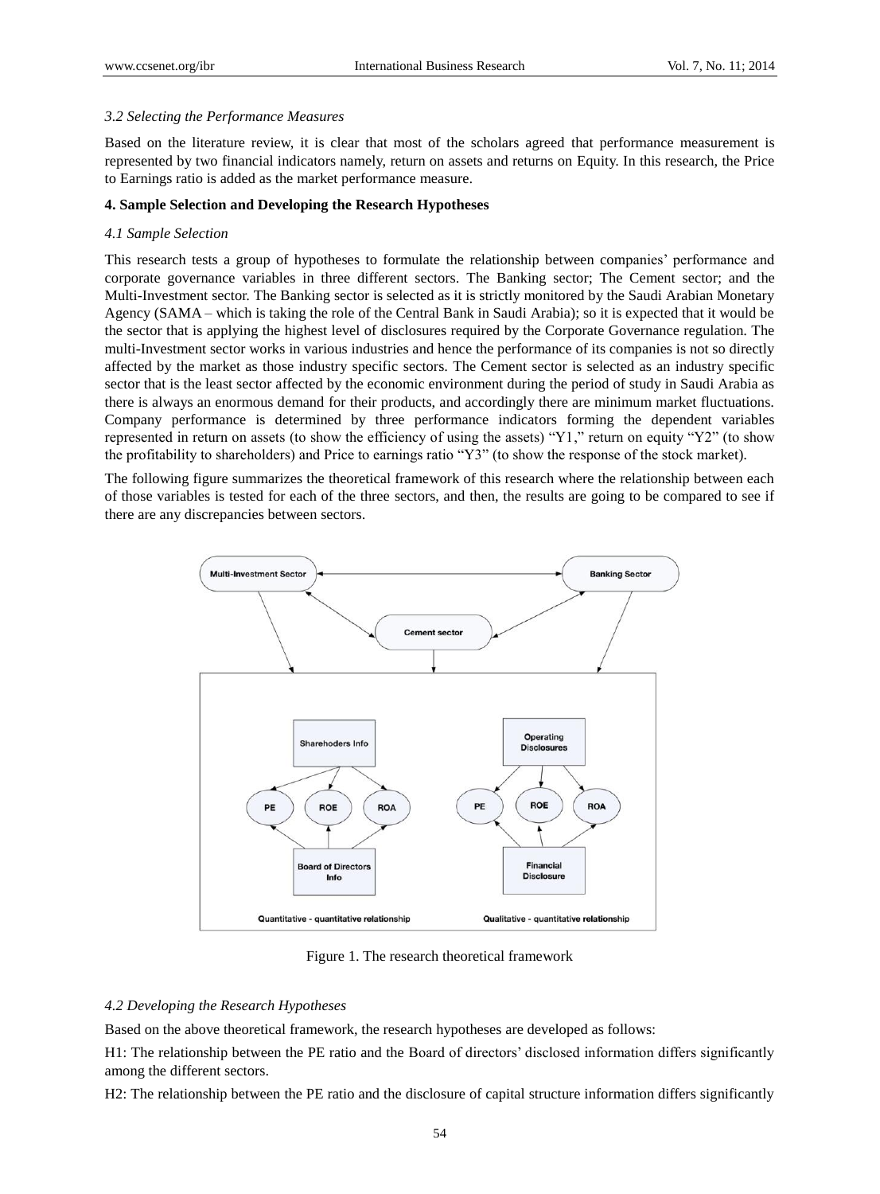### 3.2 Selecting the Performance Measures

Based on the literature review, it is clear that most of the scholars agreed that performance measurement is represented by two financial indicators namely, return on assets and returns on Equity. In this research, the Price to Earnings ratio is added as the market performance measure.

## 4. Sample Selection and Developing the Research Hypotheses

### 4.1 Sample Selection

This research tests a group of hypotheses to formulate the relationship between companies' performance and corporate governance variables in three different sectors. The Banking sector; The Cement sector; and the Multi-Investment sector. The Banking sector is selected as it is strictly monitored by the Saudi Arabian Monetary Agency (SAMA – which is taking the role of the Central Bank in Saudi Arabia); so it is expected that it would be the sector that is applying the highest level of disclosures required by the Corporate Governance regulation. The multi-Investment sector works in various industries and hence the performance of its companies is not so directly affected by the market as those industry specific sectors. The Cement sector is selected as an industry specific sector that is the least sector affected by the economic environment during the period of study in Saudi Arabia as there is always an enormous demand for their products, and accordingly there are minimum market fluctuations. Company performance is determined by three performance indicators forming the dependent variables represented in return on assets (to show the efficiency of using the assets) "Y1," return on equity "Y2" (to show the profitability to shareholders) and Price to earnings ratio "Y3" (to show the response of the stock market).

The following figure summarizes the theoretical framework of this research where the relationship between each of those variables is tested for each of the three sectors, and then, the results are going to be compared to see if there are any discrepancies between sectors.

Figure 1. The research theoretical framework

### 4.2 Developing the Research Hypotheses

Based on the above theoretical framework, the research hypotheses are developed as follows:

H1: The relationship between the PE ratio and the Board of directors' disclosed information differs significantly among the different sectors.

H2: The relationship between the PE ratio and the disclosure of capital structure information differs significantly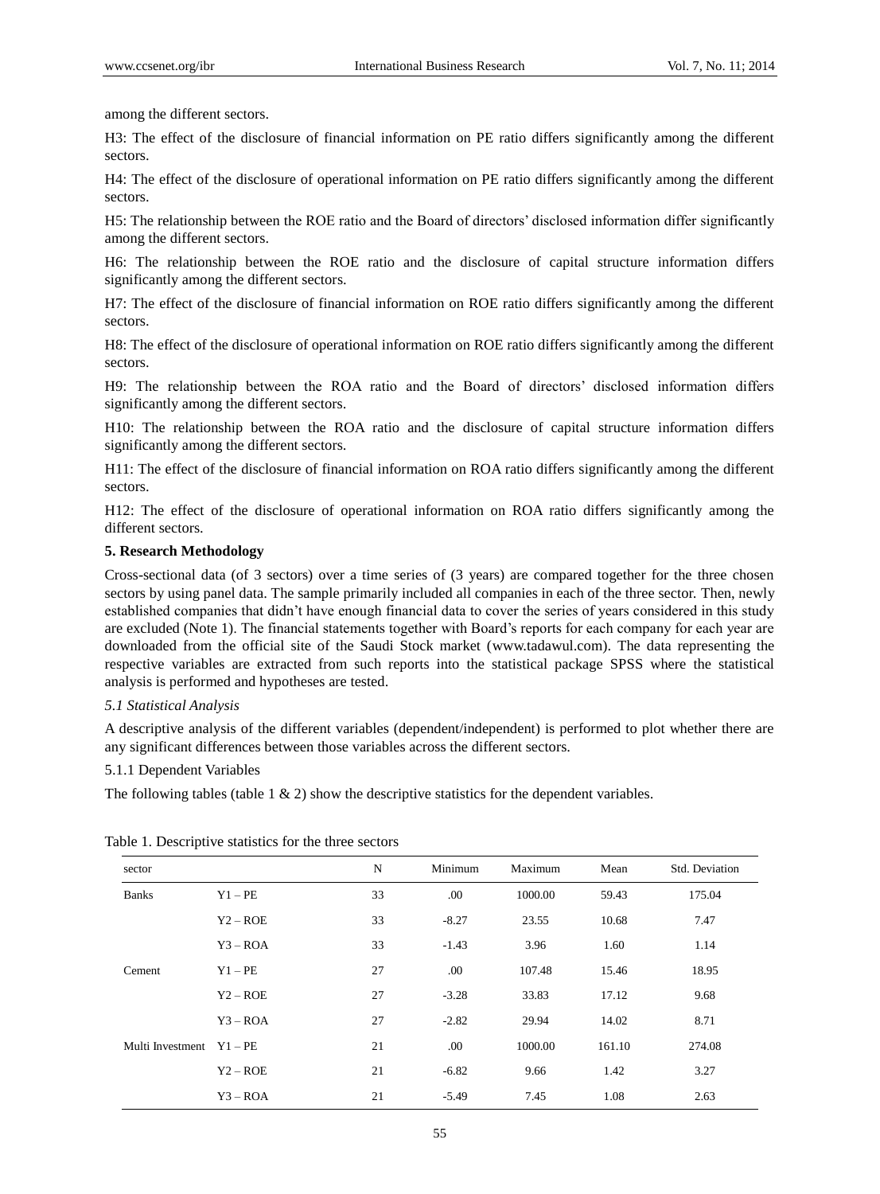among the different sectors.

H3: The effect of the disclosure of financial information on PE ratio differs significantly among the different sectors.

H4: The effect of the disclosure of operational information on PE ratio differs significantly among the different sectors.

H5: The relationship between the ROE ratio and the Board of directors' disclosed information differ significantly among the different sectors.

H6: The relationship between the ROE ratio and the disclosure of capital structure information differs significantly among the different sectors.

H7: The effect of the disclosure of financial information on ROE ratio differs significantly among the different sectors.

H8: The effect of the disclosure of operational information on ROE ratio differs significantly among the different sectors.

H9: The relationship between the ROA ratio and the Board of directors' disclosed information differs significantly among the different sectors.

H10: The relationship between the ROA ratio and the disclosure of capital structure information differs significantly among the different sectors.

H11: The effect of the disclosure of financial information on ROA ratio differs significantly among the different sectors.

H12: The effect of the disclosure of operational information on ROA ratio differs significantly among the different sectors.

**5. Research Methodology**

Cross-sectional data (of 3 sectors) over a time series of (3 years) are compared together for the three chosen sectors by using panel data. The sample primarily included all companies in each of the three sector. Then, newly established companies that didn't have enough financial data to cover the series of years considered in this study are excluded (Note 1). The financial statements together with Board's reports for each company for each year are downloaded from the official site of the Saudi Stock market (www.tadawul.com). The data representing the respective variables are extracted from such reports into the statistical package SPSS where the statistical analysis is performed and hypotheses are tested.

*5.1 Statistical Analysis*

A descriptive analysis of the different variables (dependent/independent) is performed to plot whether there are any significant differences between those variables across the different sectors.

5.1.1 Dependent Variables

The following tables (table 1 & 2) show the descriptive statistics for the dependent variables.

Table 1. Descriptive statistics for the three sectors

| sector | | N | Minimum | Maximum | Mean | Std. Deviation |
|---|---|---|---|---|---|---|
| Banks | Y1 – PE | 33 | .00 | 1000.00 | 59.43 | 175.04 |
| | Y2 – ROE | 33 | -8.27 | 23.55 | 10.68 | 7.47 |
| | Y3 – ROA | 33 | -1.43 | 3.96 | 1.60 | 1.14 |
| Cement | Y1 – PE | 27 | .00 | 107.48 | 15.46 | 18.95 |
| | Y2 – ROE | 27 | -3.28 | 33.83 | 17.12 | 9.68 |
| | Y3 – ROA | 27 | -2.82 | 29.94 | 14.02 | 8.71 |
| Multi Investment | Y1 – PE | 21 | .00 | 1000.00 | 161.10 | 274.08 |
| | Y2 – ROE | 21 | -6.82 | 9.66 | 1.42 | 3.27 |
| | Y3 – ROA | 21 | -5.49 | 7.45 | 1.08 | 2.63 |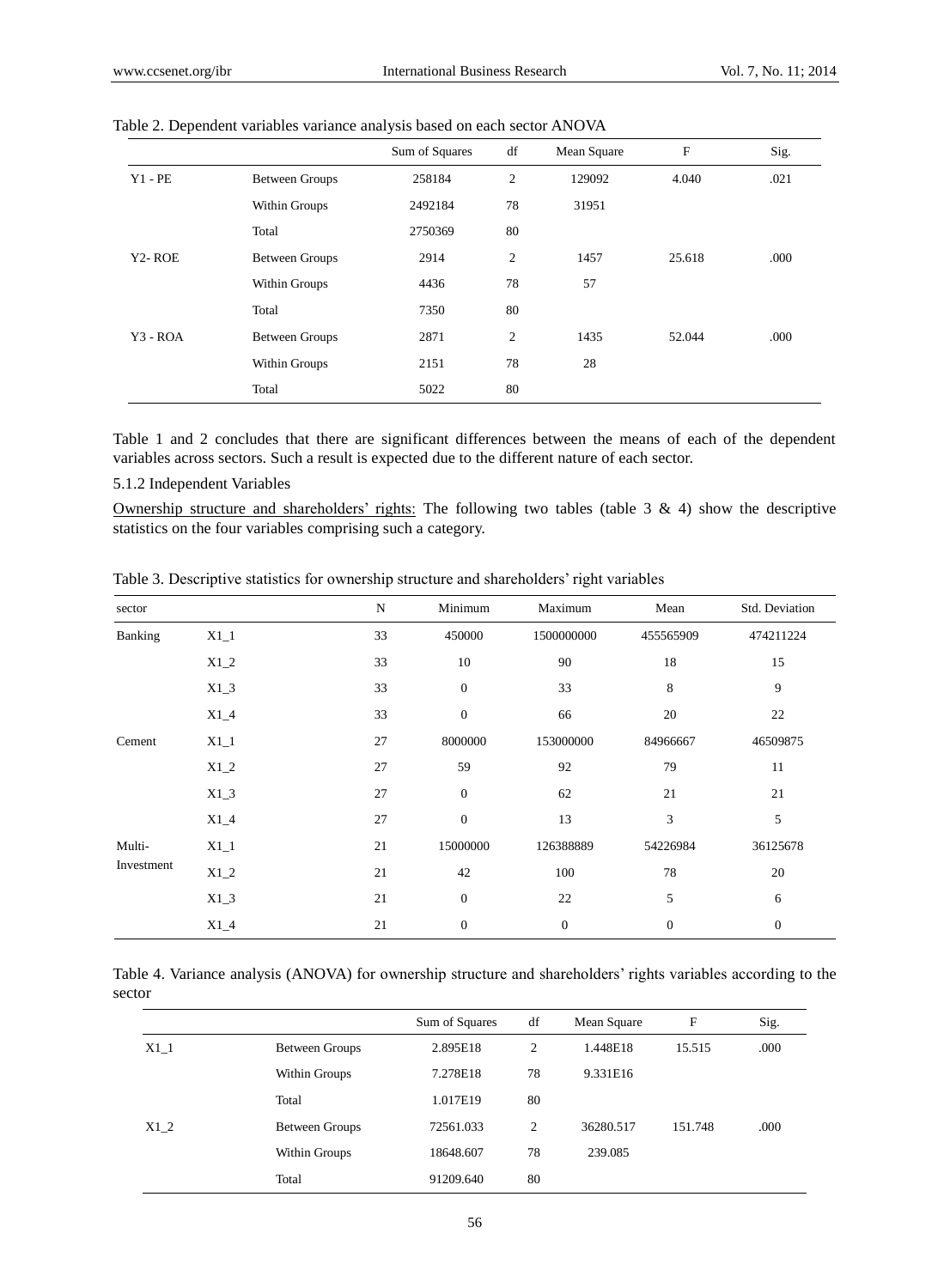Table 2. Dependent variables variance analysis based on each sector ANOVA

| | | Sum of Squares | df | Mean Square | F | Sig. |
|---|---|---|---|---|---|---|
| Y1 - PE | Between Groups | 258184 | 2 | 129092 | 4.040 | .021 |
| | Within Groups | 2492184 | 78 | 31951 | | |
| | Total | 2750369 | 80 | | | |
| Y2- ROE | Between Groups | 2914 | 2 | 1457 | 25.618 | .000 |
| | Within Groups | 4436 | 78 | 57 | | |
| | Total | 7350 | 80 | | | |
| Y3 - ROA | Between Groups | 2871 | 2 | 1435 | 52.044 | .000 |
| | Within Groups | 2151 | 78 | 28 | | |
| | Total | 5022 | 80 | | | |

Table 1 and 2 concludes that there are significant differences between the means of each of the dependent variables across sectors. Such a result is expected due to the different nature of each sector.

5.1.2 Independent Variables

Ownership structure and shareholders' rights: The following two tables (table 3 & 4) show the descriptive statistics on the four variables comprising such a category.

Table 3. Descriptive statistics for ownership structure and shareholders' right variables

| sector | | N | Minimum | Maximum | Mean | Std. Deviation |
|---|---|---|---|---|---|---|
| Banking | X1_1 | 33 | 450000 | 1500000000 | 455565909 | 474211224 |
| | X1_2 | 33 | 10 | 90 | 18 | 15 |
| | X1_3 | 33 | 0 | 33 | 8 | 9 |
| | X1_4 | 33 | 0 | 66 | 20 | 22 |
| Cement | X1_1 | 27 | 8000000 | 153000000 | 84966667 | 46509875 |
| | X1_2 | 27 | 59 | 92 | 79 | 11 |
| | X1_3 | 27 | 0 | 62 | 21 | 21 |
| | X1_4 | 27 | 0 | 13 | 3 | 5 |
| Multi-Investment | X1_1 | 21 | 15000000 | 126388889 | 54226984 | 36125678 |
| | X1_2 | 21 | 42 | 100 | 78 | 20 |
| | X1_3 | 21 | 0 | 22 | 5 | 6 |
| | X1_4 | 21 | 0 | 0 | 0 | 0 |

Table 4. Variance analysis (ANOVA) for ownership structure and shareholders' rights variables according to the sector

| | | Sum of Squares | df | Mean Square | F | Sig. |
|---|---|---|---|---|---|---|
| X1_1 | Between Groups | 2.895E18 | 2 | 1.448E18 | 15.515 | .000 |
| | Within Groups | 7.278E18 | 78 | 9.331E16 | | |
| | Total | 1.017E19 | 80 | | | |
| X1_2 | Between Groups | 72561.033 | 2 | 36280.517 | 151.748 | .000 |
| | Within Groups | 18648.607 | 78 | 239.085 | | |
| | Total | 91209.640 | 80 | | | |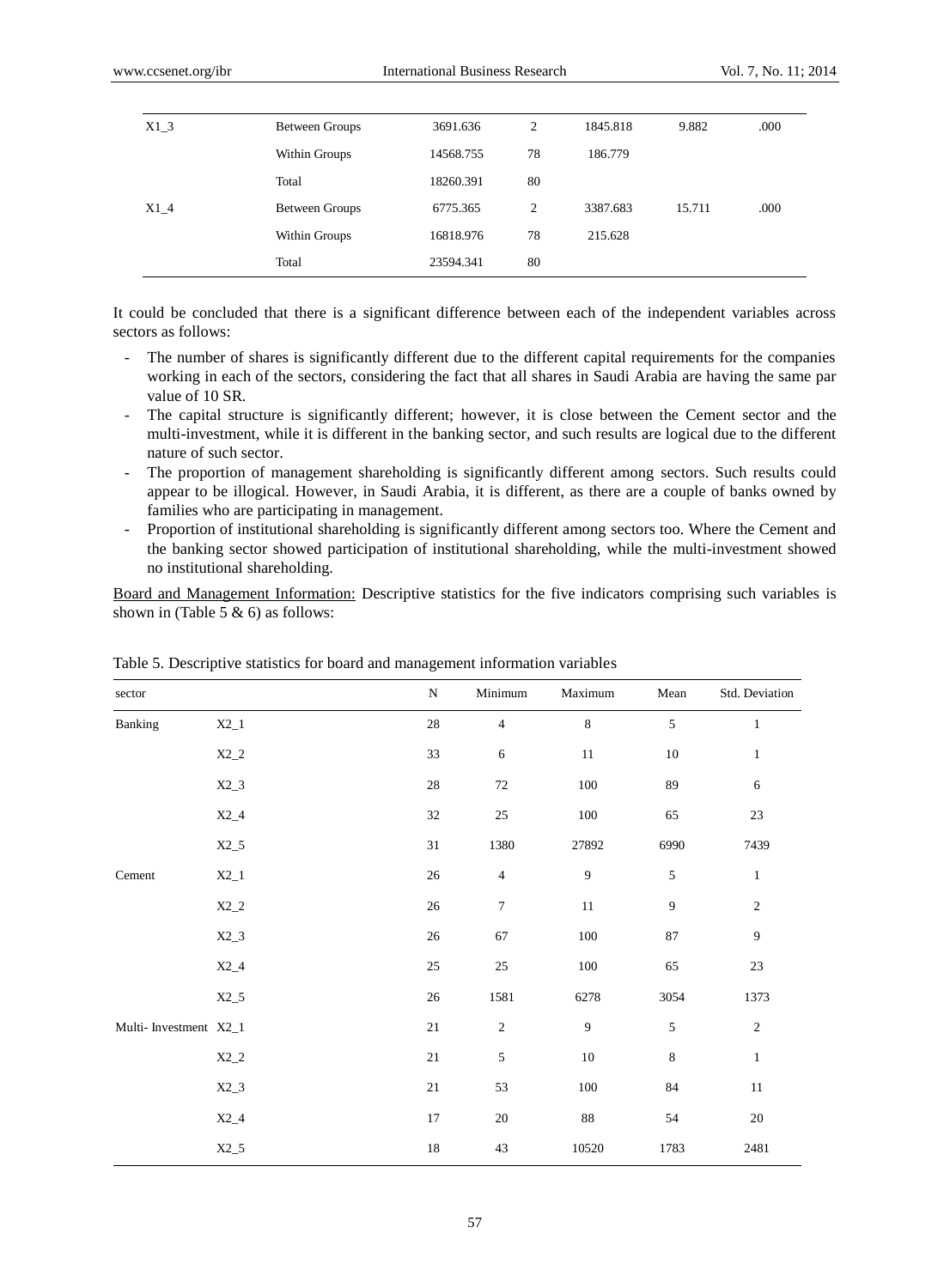| | | | | | | |
|---|---|---|---|---|---|---|
| X1_3 | Between Groups | 3691.636 | 2 | 1845.818 | 9.882 | .000 |
| | Within Groups | 14568.755 | 78 | 186.779 | | |
| | Total | 18260.391 | 80 | | | |
| X1_4 | Between Groups | 6775.365 | 2 | 3387.683 | 15.711 | .000 |
| | Within Groups | 16818.976 | 78 | 215.628 | | |
| | Total | 23594.341 | 80 | | | |

It could be concluded that there is a significant difference between each of the independent variables across sectors as follows:

- The number of shares is significantly different due to the different capital requirements for the companies working in each of the sectors, considering the fact that all shares in Saudi Arabia are having the same par value of 10 SR.
- The capital structure is significantly different; however, it is close between the Cement sector and the multi-investment, while it is different in the banking sector, and such results are logical due to the different nature of such sector.
- The proportion of management shareholding is significantly different among sectors. Such results could appear to be illogical. However, in Saudi Arabia, it is different, as there are a couple of banks owned by families who are participating in management.
- Proportion of institutional shareholding is significantly different among sectors too. Where the Cement and the banking sector showed participation of institutional shareholding, while the multi-investment showed no institutional shareholding.

<u>Board and Management Information:</u> Descriptive statistics for the five indicators comprising such variables is shown in (Table 5 & 6) as follows:

Table 5. Descriptive statistics for board and management information variables

| sector | | N | Minimum | Maximum | Mean | Std. Deviation |
|---|---|---|---|---|---|---|
| Banking | X2_1 | 28 | 4 | 8 | 5 | 1 |
| | X2_2 | 33 | 6 | 11 | 10 | 1 |
| | X2_3 | 28 | 72 | 100 | 89 | 6 |
| | X2_4 | 32 | 25 | 100 | 65 | 23 |
| | X2_5 | 31 | 1380 | 27892 | 6990 | 7439 |
| Cement | X2_1 | 26 | 4 | 9 | 5 | 1 |
| | X2_2 | 26 | 7 | 11 | 9 | 2 |
| | X2_3 | 26 | 67 | 100 | 87 | 9 |
| | X2_4 | 25 | 25 | 100 | 65 | 23 |
| | X2_5 | 26 | 1581 | 6278 | 3054 | 1373 |
| Multi- Investment | X2_1 | 21 | 2 | 9 | 5 | 2 |
| | X2_2 | 21 | 5 | 10 | 8 | 1 |
| | X2_3 | 21 | 53 | 100 | 84 | 11 |
| | X2_4 | 17 | 20 | 88 | 54 | 20 |
| | X2_5 | 18 | 43 | 10520 | 1783 | 2481 |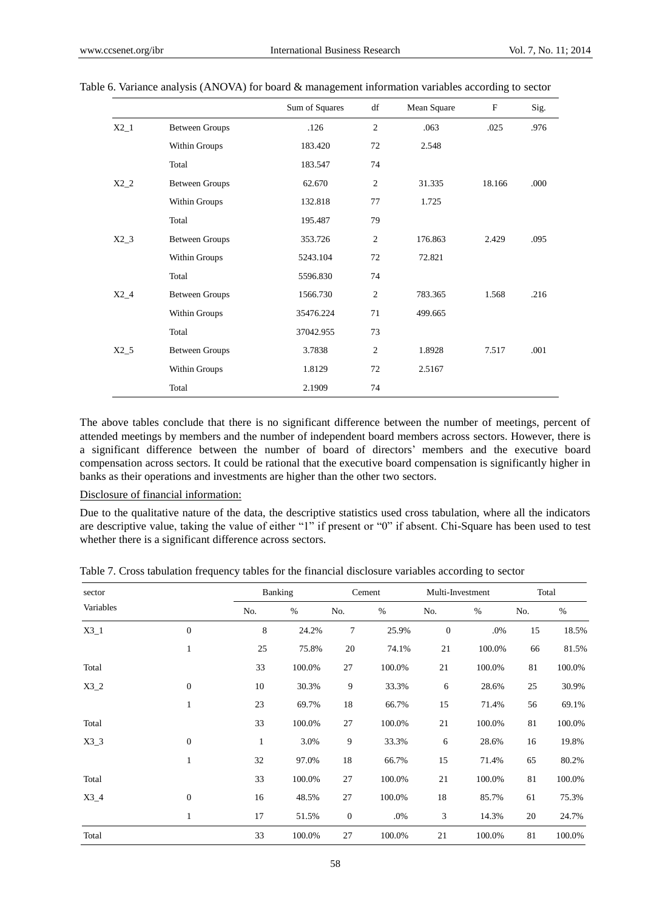Table 6. Variance analysis (ANOVA) for board & management information variables according to sector

| | | Sum of Squares | df | Mean Square | F | Sig. |
|---|---|---|---|---|---|---|
| X2_1 | Between Groups | .126 | 2 | .063 | .025 | .976 |
| | Within Groups | 183.420 | 72 | 2.548 | | |
| | Total | 183.547 | 74 | | | |
| X2_2 | Between Groups | 62.670 | 2 | 31.335 | 18.166 | .000 |
| | Within Groups | 132.818 | 77 | 1.725 | | |
| | Total | 195.487 | 79 | | | |
| X2_3 | Between Groups | 353.726 | 2 | 176.863 | 2.429 | .095 |
| | Within Groups | 5243.104 | 72 | 72.821 | | |
| | Total | 5596.830 | 74 | | | |
| X2_4 | Between Groups | 1566.730 | 2 | 783.365 | 1.568 | .216 |
| | Within Groups | 35476.224 | 71 | 499.665 | | |
| | Total | 37042.955 | 73 | | | |
| X2_5 | Between Groups | 3.7838 | 2 | 1.8928 | 7.517 | .001 |
| | Within Groups | 1.8129 | 72 | 2.5167 | | |
| | Total | 2.1909 | 74 | | | |

The above tables conclude that there is no significant difference between the number of meetings, percent of attended meetings by members and the number of independent board members across sectors. However, there is a significant difference between the number of board of directors' members and the executive board compensation across sectors. It could be rational that the executive board compensation is significantly higher in banks as their operations and investments are higher than the other two sectors.

Disclosure of financial information:

Due to the qualitative nature of the data, the descriptive statistics used cross tabulation, where all the indicators are descriptive value, taking the value of either "1" if present or "0" if absent. Chi-Square has been used to test whether there is a significant difference across sectors.

Table 7. Cross tabulation frequency tables for the financial disclosure variables according to sector

| sector | | Banking | | Cement | | Multi-Investment | | Total | |
|---|---|---|---|---|---|---|---|---|---|
| Variables | | No. | % | No. | % | No. | % | No. | % |
| X3_1 | 0 | 8 | 24.2% | 7 | 25.9% | 0 | .0% | 15 | 18.5% |
| | 1 | 25 | 75.8% | 20 | 74.1% | 21 | 100.0% | 66 | 81.5% |
| Total | | 33 | 100.0% | 27 | 100.0% | 21 | 100.0% | 81 | 100.0% |
| X3_2 | 0 | 10 | 30.3% | 9 | 33.3% | 6 | 28.6% | 25 | 30.9% |
| | 1 | 23 | 69.7% | 18 | 66.7% | 15 | 71.4% | 56 | 69.1% |
| Total | | 33 | 100.0% | 27 | 100.0% | 21 | 100.0% | 81 | 100.0% |
| X3_3 | 0 | 1 | 3.0% | 9 | 33.3% | 6 | 28.6% | 16 | 19.8% |
| | 1 | 32 | 97.0% | 18 | 66.7% | 15 | 71.4% | 65 | 80.2% |
| Total | | 33 | 100.0% | 27 | 100.0% | 21 | 100.0% | 81 | 100.0% |
| X3_4 | 0 | 16 | 48.5% | 27 | 100.0% | 18 | 85.7% | 61 | 75.3% |
| | 1 | 17 | 51.5% | 0 | .0% | 3 | 14.3% | 20 | 24.7% |
| Total | | 33 | 100.0% | 27 | 100.0% | 21 | 100.0% | 81 | 100.0% |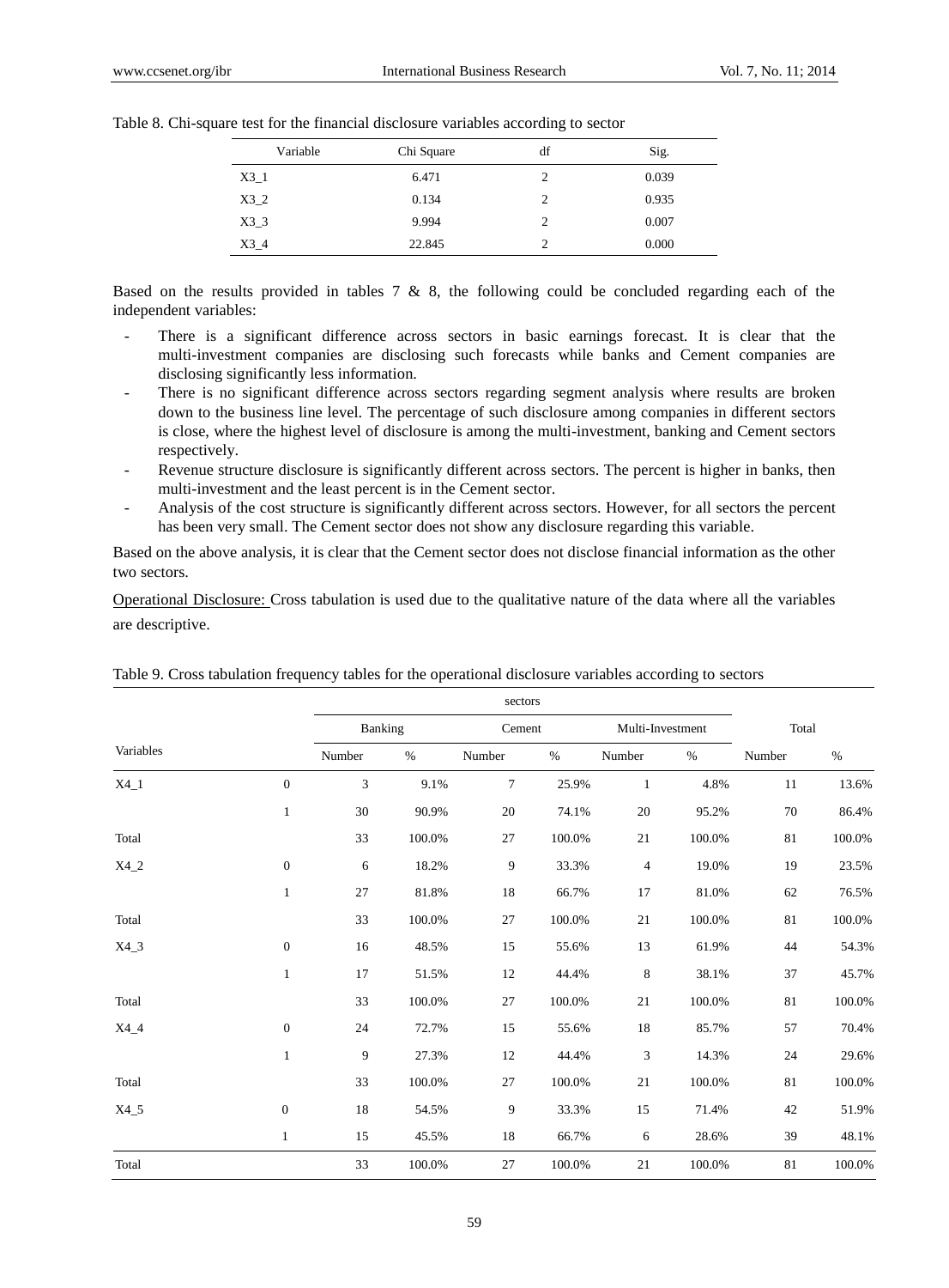Table 8. Chi-square test for the financial disclosure variables according to sector

| Variable | Chi Square | df | Sig. |
|---|---|---|---|
| X3_1 | 6.471 | 2 | 0.039 |
| X3_2 | 0.134 | 2 | 0.935 |
| X3_3 | 9.994 | 2 | 0.007 |
| X3_4 | 22.845 | 2 | 0.000 |

Based on the results provided in tables 7 & 8, the following could be concluded regarding each of the independent variables:

- There is a significant difference across sectors in basic earnings forecast. It is clear that the multi-investment companies are disclosing such forecasts while banks and Cement companies are disclosing significantly less information.
- There is no significant difference across sectors regarding segment analysis where results are broken down to the business line level. The percentage of such disclosure among companies in different sectors is close, where the highest level of disclosure is among the multi-investment, banking and Cement sectors respectively.
- Revenue structure disclosure is significantly different across sectors. The percent is higher in banks, then multi-investment and the least percent is in the Cement sector.
- Analysis of the cost structure is significantly different across sectors. However, for all sectors the percent has been very small. The Cement sector does not show any disclosure regarding this variable.

Based on the above analysis, it is clear that the Cement sector does not disclose financial information as the other two sectors.

Operational Disclosure: Cross tabulation is used due to the qualitative nature of the data where all the variables are descriptive.

Table 9. Cross tabulation frequency tables for the operational disclosure variables according to sectors

| | | sectors | | | | | | | |
|---|---|---|---|---|---|---|---|---|---|
| | | Banking | | Cement | | Multi-Investment | | Total | |
| Variables | | Number | % | Number | % | Number | % | Number | % |
| X4_1 | 0 | 3 | 9.1% | 7 | 25.9% | 1 | 4.8% | 11 | 13.6% |
| | 1 | 30 | 90.9% | 20 | 74.1% | 20 | 95.2% | 70 | 86.4% |
| Total | | 33 | 100.0% | 27 | 100.0% | 21 | 100.0% | 81 | 100.0% |
| X4_2 | 0 | 6 | 18.2% | 9 | 33.3% | 4 | 19.0% | 19 | 23.5% |
| | 1 | 27 | 81.8% | 18 | 66.7% | 17 | 81.0% | 62 | 76.5% |
| Total | | 33 | 100.0% | 27 | 100.0% | 21 | 100.0% | 81 | 100.0% |
| X4_3 | 0 | 16 | 48.5% | 15 | 55.6% | 13 | 61.9% | 44 | 54.3% |
| | 1 | 17 | 51.5% | 12 | 44.4% | 8 | 38.1% | 37 | 45.7% |
| Total | | 33 | 100.0% | 27 | 100.0% | 21 | 100.0% | 81 | 100.0% |
| X4_4 | 0 | 24 | 72.7% | 15 | 55.6% | 18 | 85.7% | 57 | 70.4% |
| | 1 | 9 | 27.3% | 12 | 44.4% | 3 | 14.3% | 24 | 29.6% |
| Total | | 33 | 100.0% | 27 | 100.0% | 21 | 100.0% | 81 | 100.0% |
| X4_5 | 0 | 18 | 54.5% | 9 | 33.3% | 15 | 71.4% | 42 | 51.9% |
| | 1 | 15 | 45.5% | 18 | 66.7% | 6 | 28.6% | 39 | 48.1% |
| Total | | 33 | 100.0% | 27 | 100.0% | 21 | 100.0% | 81 | 100.0% |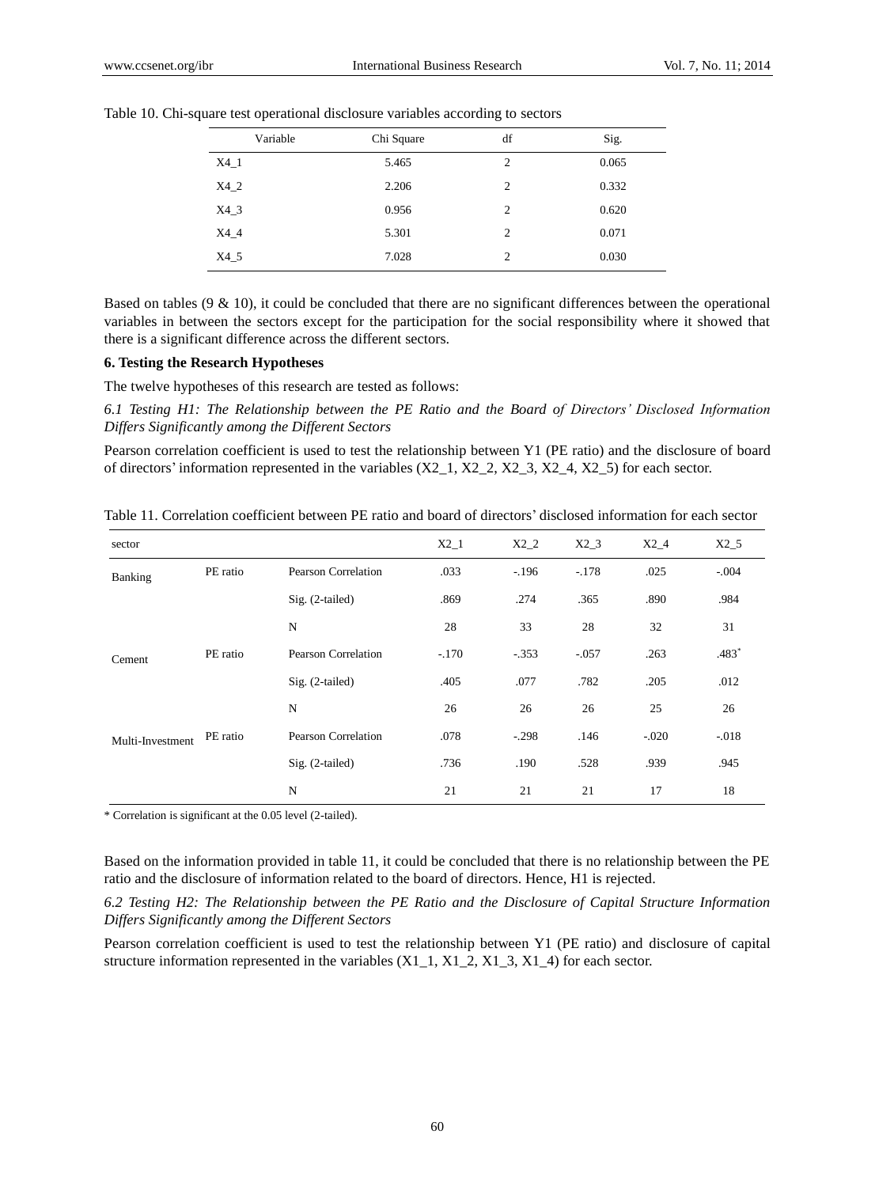Table 10. Chi-square test operational disclosure variables according to sectors

| Variable | Chi Square | df | Sig. |
|---|---|---|---|
| X4_1 | 5.465 | 2 | 0.065 |
| X4_2 | 2.206 | 2 | 0.332 |
| X4_3 | 0.956 | 2 | 0.620 |
| X4_4 | 5.301 | 2 | 0.071 |
| X4_5 | 7.028 | 2 | 0.030 |

Based on tables (9 & 10), it could be concluded that there are no significant differences between the operational variables in between the sectors except for the participation for the social responsibility where it showed that there is a significant difference across the different sectors.

**6. Testing the Research Hypotheses**

The twelve hypotheses of this research are tested as follows:

*6.1 Testing H1: The Relationship between the PE Ratio and the Board of Directors' Disclosed Information Differs Significantly among the Different Sectors*

Pearson correlation coefficient is used to test the relationship between Y1 (PE ratio) and the disclosure of board of directors' information represented in the variables (X2_1, X2_2, X2_3, X2_4, X2_5) for each sector.

Table 11. Correlation coefficient between PE ratio and board of directors' disclosed information for each sector

| sector | | | X2_1 | X2_2 | X2_3 | X2_4 | X2_5 |
|---|---|---|---|---|---|---|---|
| Banking | PE ratio | Pearson Correlation | .033 | -.196 | -.178 | .025 | -.004 |
| | | Sig. (2-tailed) | .869 | .274 | .365 | .890 | .984 |
| | | N | 28 | 33 | 28 | 32 | 31 |
| Cement | PE ratio | Pearson Correlation | -.170 | -.353 | -.057 | .263 | .483* |
| | | Sig. (2-tailed) | .405 | .077 | .782 | .205 | .012 |
| | | N | 26 | 26 | 26 | 25 | 26 |
| Multi-Investment | PE ratio | Pearson Correlation | .078 | -.298 | .146 | -.020 | -.018 |
| | | Sig. (2-tailed) | .736 | .190 | .528 | .939 | .945 |
| | | N | 21 | 21 | 21 | 17 | 18 |

\* Correlation is significant at the 0.05 level (2-tailed).

Based on the information provided in table 11, it could be concluded that there is no relationship between the PE ratio and the disclosure of information related to the board of directors. Hence, H1 is rejected.

*6.2 Testing H2: The Relationship between the PE Ratio and the Disclosure of Capital Structure Information Differs Significantly among the Different Sectors*

Pearson correlation coefficient is used to test the relationship between Y1 (PE ratio) and disclosure of capital structure information represented in the variables (X1_1, X1_2, X1_3, X1_4) for each sector.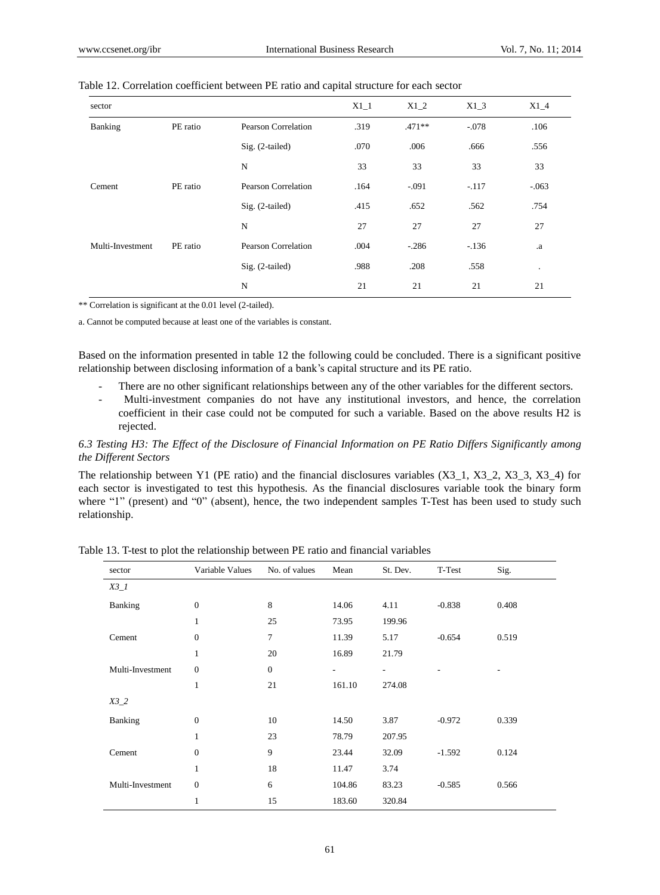Table 12. Correlation coefficient between PE ratio and capital structure for each sector

| sector | | | X1_1 | X1_2 | X1_3 | X1_4 |
|---|---|---|---|---|---|---|
| Banking | PE ratio | Pearson Correlation | .319 | .471** | -.078 | .106 |
| | | Sig. (2-tailed) | .070 | .006 | .666 | .556 |
| | | N | 33 | 33 | 33 | 33 |
| Cement | PE ratio | Pearson Correlation | .164 | -.091 | -.117 | -.063 |
| | | Sig. (2-tailed) | .415 | .652 | .562 | .754 |
| | | N | 27 | 27 | 27 | 27 |
| Multi-Investment | PE ratio | Pearson Correlation | .004 | -.286 | -.136 | .a |
| | | Sig. (2-tailed) | .988 | .208 | .558 | . |
| | | N | 21 | 21 | 21 | 21 |

** Correlation is significant at the 0.01 level (2-tailed).

a. Cannot be computed because at least one of the variables is constant.

Based on the information presented in table 12 the following could be concluded. There is a significant positive relationship between disclosing information of a bank's capital structure and its PE ratio.

- There are no other significant relationships between any of the other variables for the different sectors.
- Multi-investment companies do not have any institutional investors, and hence, the correlation coefficient in their case could not be computed for such a variable. Based on the above results H2 is rejected.

### *6.3 Testing H3: The Effect of the Disclosure of Financial Information on PE Ratio Differs Significantly among the Different Sectors*

The relationship between Y1 (PE ratio) and the financial disclosures variables (X3_1, X3_2, X3_3, X3_4) for each sector is investigated to test this hypothesis. As the financial disclosures variable took the binary form where "1" (present) and "0" (absent), hence, the two independent samples T-Test has been used to study such relationship.

Table 13. T-test to plot the relationship between PE ratio and financial variables

| sector | Variable Values | No. of values | Mean | St. Dev. | T-Test | Sig. |
|---|---|---|---|---|---|---|
| *X3_1* | | | | | | |
| Banking | 0 | 8 | 14.06 | 4.11 | -0.838 | 0.408 |
| | 1 | 25 | 73.95 | 199.96 | | |
| Cement | 0 | 7 | 11.39 | 5.17 | -0.654 | 0.519 |
| | 1 | 20 | 16.89 | 21.79 | | |
| Multi-Investment | 0 | 0 | - | - | - | - |
| | 1 | 21 | 161.10 | 274.08 | | |
| *X3_2* | | | | | | |
| Banking | 0 | 10 | 14.50 | 3.87 | -0.972 | 0.339 |
| | 1 | 23 | 78.79 | 207.95 | | |
| Cement | 0 | 9 | 23.44 | 32.09 | -1.592 | 0.124 |
| | 1 | 18 | 11.47 | 3.74 | | |
| Multi-Investment | 0 | 6 | 104.86 | 83.23 | -0.585 | 0.566 |
| | 1 | 15 | 183.60 | 320.84 | | |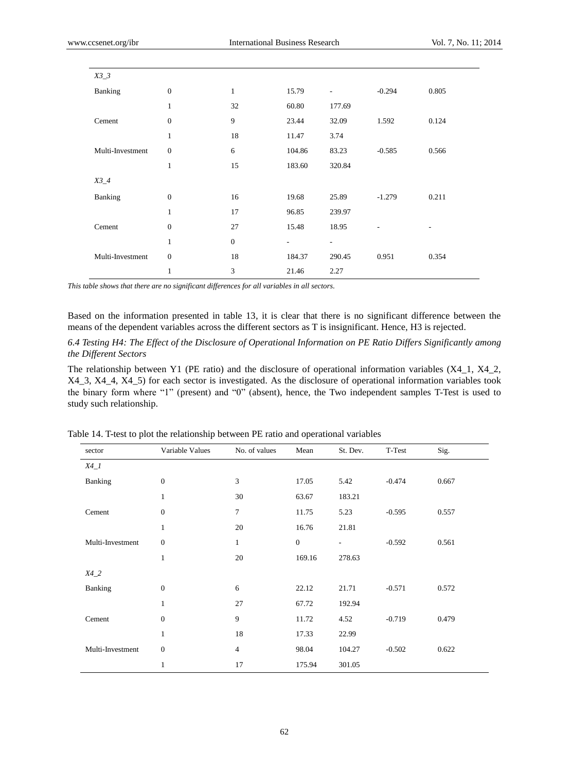| | | | | | | |
|---|---|---|---|---|---|---|
| *X3_3* | | | | | | |
| Banking | 0 | 1 | 15.79 | - | -0.294 | 0.805 |
| | 1 | 32 | 60.80 | 177.69 | | |
| Cement | 0 | 9 | 23.44 | 32.09 | 1.592 | 0.124 |
| | 1 | 18 | 11.47 | 3.74 | | |
| Multi-Investment | 0 | 6 | 104.86 | 83.23 | -0.585 | 0.566 |
| | 1 | 15 | 183.60 | 320.84 | | |
| *X3_4* | | | | | | |
| Banking | 0 | 16 | 19.68 | 25.89 | -1.279 | 0.211 |
| | 1 | 17 | 96.85 | 239.97 | | |
| Cement | 0 | 27 | 15.48 | 18.95 | - | - |
| | 1 | 0 | - | - | | |
| Multi-Investment | 0 | 18 | 184.37 | 290.45 | 0.951 | 0.354 |
| | 1 | 3 | 21.46 | 2.27 | | |

*This table shows that there are no significant differences for all variables in all sectors.*

Based on the information presented in table 13, it is clear that there is no significant difference between the means of the dependent variables across the different sectors as T is insignificant. Hence, H3 is rejected.

### *6.4 Testing H4: The Effect of the Disclosure of Operational Information on PE Ratio Differs Significantly among the Different Sectors*

The relationship between Y1 (PE ratio) and the disclosure of operational information variables (X4_1, X4_2, X4_3, X4_4, X4_5) for each sector is investigated. As the disclosure of operational information variables took the binary form where "1" (present) and "0" (absent), hence, the Two independent samples T-Test is used to study such relationship.

Table 14. T-test to plot the relationship between PE ratio and operational variables

| sector | Variable Values | No. of values | Mean | St. Dev. | T-Test | Sig. |
|---|---|---|---|---|---|---|
| *X4_1* | | | | | | |
| Banking | 0 | 3 | 17.05 | 5.42 | -0.474 | 0.667 |
| | 1 | 30 | 63.67 | 183.21 | | |
| Cement | 0 | 7 | 11.75 | 5.23 | -0.595 | 0.557 |
| | 1 | 20 | 16.76 | 21.81 | | |
| Multi-Investment | 0 | 1 | 0 | - | -0.592 | 0.561 |
| | 1 | 20 | 169.16 | 278.63 | | |
| *X4_2* | | | | | | |
| Banking | 0 | 6 | 22.12 | 21.71 | -0.571 | 0.572 |
| | 1 | 27 | 67.72 | 192.94 | | |
| Cement | 0 | 9 | 11.72 | 4.52 | -0.719 | 0.479 |
| | 1 | 18 | 17.33 | 22.99 | | |
| Multi-Investment | 0 | 4 | 98.04 | 104.27 | -0.502 | 0.622 |
| | 1 | 17 | 175.94 | 301.05 | | |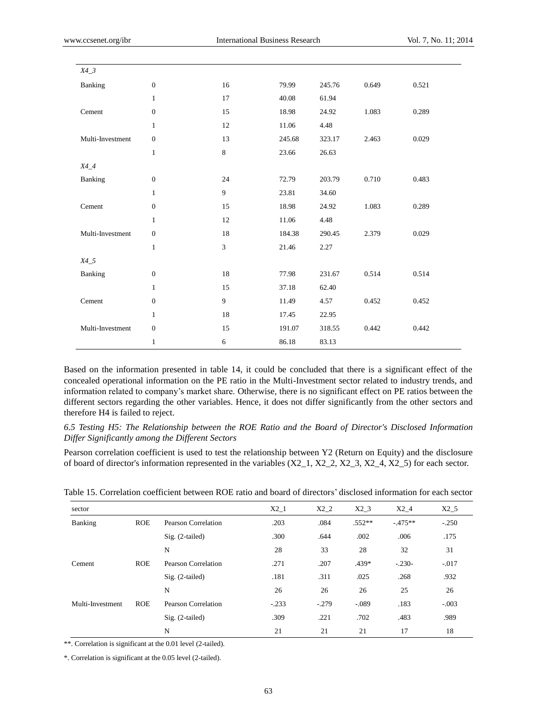| | | | | | | |
|---|---|---|---|---|---|---|
| *X4_3* | | | | | | |
| Banking | 0 | 16 | 79.99 | 245.76 | 0.649 | 0.521 |
| | 1 | 17 | 40.08 | 61.94 | | |
| Cement | 0 | 15 | 18.98 | 24.92 | 1.083 | 0.289 |
| | 1 | 12 | 11.06 | 4.48 | | |
| Multi-Investment | 0 | 13 | 245.68 | 323.17 | 2.463 | 0.029 |
| | 1 | 8 | 23.66 | 26.63 | | |
| *X4_4* | | | | | | |
| Banking | 0 | 24 | 72.79 | 203.79 | 0.710 | 0.483 |
| | 1 | 9 | 23.81 | 34.60 | | |
| Cement | 0 | 15 | 18.98 | 24.92 | 1.083 | 0.289 |
| | 1 | 12 | 11.06 | 4.48 | | |
| Multi-Investment | 0 | 18 | 184.38 | 290.45 | 2.379 | 0.029 |
| | 1 | 3 | 21.46 | 2.27 | | |
| *X4_5* | | | | | | |
| Banking | 0 | 18 | 77.98 | 231.67 | 0.514 | 0.514 |
| | 1 | 15 | 37.18 | 62.40 | | |
| Cement | 0 | 9 | 11.49 | 4.57 | 0.452 | 0.452 |
| | 1 | 18 | 17.45 | 22.95 | | |
| Multi-Investment | 0 | 15 | 191.07 | 318.55 | 0.442 | 0.442 |
| | 1 | 6 | 86.18 | 83.13 | | |

Based on the information presented in table 14, it could be concluded that there is a significant effect of the concealed operational information on the PE ratio in the Multi-Investment sector related to industry trends, and information related to company's market share. Otherwise, there is no significant effect on PE ratios between the different sectors regarding the other variables. Hence, it does not differ significantly from the other sectors and therefore H4 is failed to reject.

### *6.5 Testing H5: The Relationship between the ROE Ratio and the Board of Director's Disclosed Information Differ Significantly among the Different Sectors*

Pearson correlation coefficient is used to test the relationship between Y2 (Return on Equity) and the disclosure of board of director's information represented in the variables (X2_1, X2_2, X2_3, X2_4, X2_5) for each sector.

Table 15. Correlation coefficient between ROE ratio and board of directors' disclosed information for each sector

| sector | | | X2_1 | X2_2 | X2_3 | X2_4 | X2_5 |
|---|---|---|---|---|---|---|---|
| Banking | ROE | Pearson Correlation | .203 | .084 | .552** | -.475** | -.250 |
| | | Sig. (2-tailed) | .300 | .644 | .002 | .006 | .175 |
| | | N | 28 | 33 | 28 | 32 | 31 |
| Cement | ROE | Pearson Correlation | .271 | .207 | .439* | -.230- | -.017 |
| | | Sig. (2-tailed) | .181 | .311 | .025 | .268 | .932 |
| | | N | 26 | 26 | 26 | 25 | 26 |
| Multi-Investment | ROE | Pearson Correlation | -.233 | -.279 | -.089 | .183 | -.003 |
| | | Sig. (2-tailed) | .309 | .221 | .702 | .483 | .989 |
| | | N | 21 | 21 | 21 | 17 | 18 |

**. Correlation is significant at the 0.01 level (2-tailed).

*. Correlation is significant at the 0.05 level (2-tailed).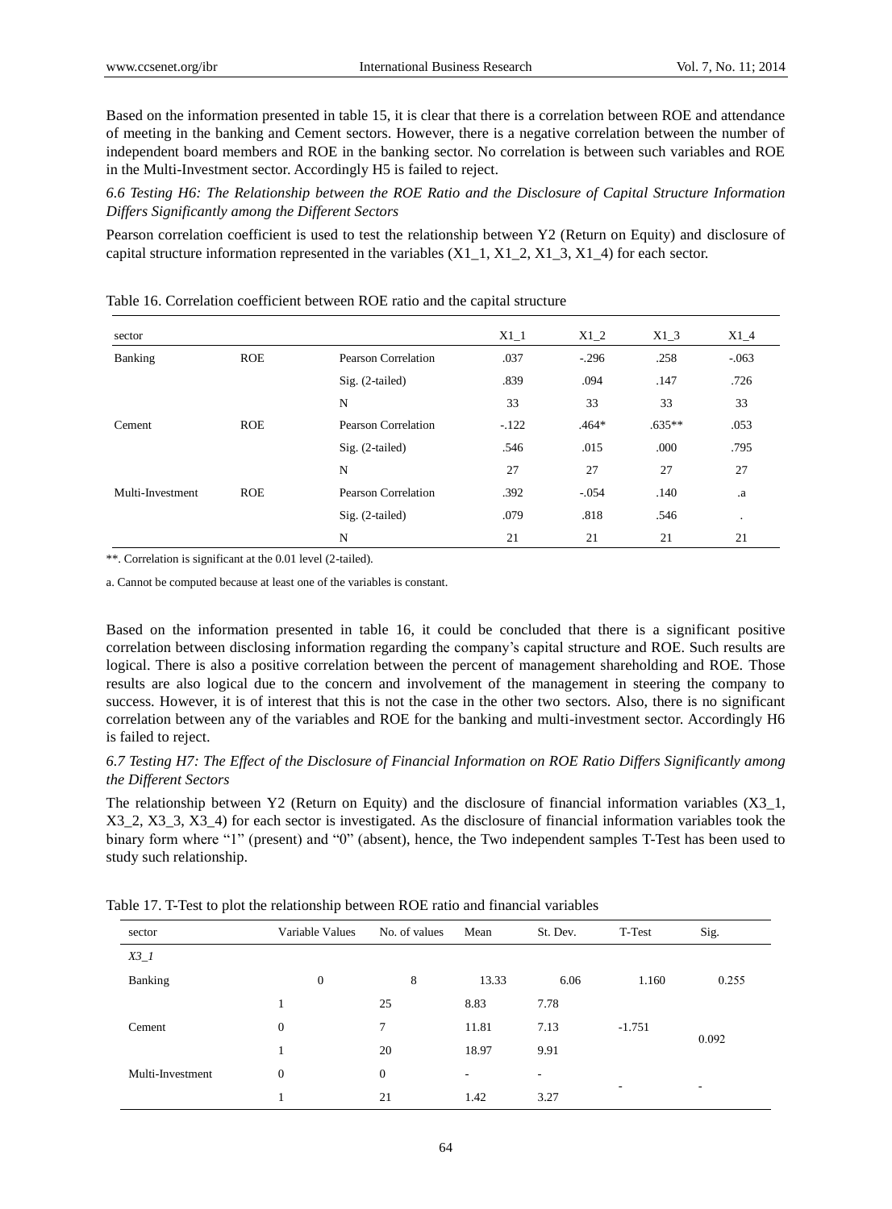Based on the information presented in table 15, it is clear that there is a correlation between ROE and attendance of meeting in the banking and Cement sectors. However, there is a negative correlation between the number of independent board members and ROE in the banking sector. No correlation is between such variables and ROE in the Multi-Investment sector. Accordingly H5 is failed to reject.

### *6.6 Testing H6: The Relationship between the ROE Ratio and the Disclosure of Capital Structure Information Differs Significantly among the Different Sectors*

Pearson correlation coefficient is used to test the relationship between Y2 (Return on Equity) and disclosure of capital structure information represented in the variables (X1_1, X1_2, X1_3, X1_4) for each sector.

Table 16. Correlation coefficient between ROE ratio and the capital structure

| sector | | | X1_1 | X1_2 | X1_3 | X1_4 |
|---|---|---|---|---|---|---|
| Banking | ROE | Pearson Correlation | .037 | -.296 | .258 | -.063 |
| | | Sig. (2-tailed) | .839 | .094 | .147 | .726 |
| | | N | 33 | 33 | 33 | 33 |
| Cement | ROE | Pearson Correlation | -.122 | .464* | .635** | .053 |
| | | Sig. (2-tailed) | .546 | .015 | .000 | .795 |
| | | N | 27 | 27 | 27 | 27 |
| Multi-Investment | ROE | Pearson Correlation | .392 | -.054 | .140 | .a |
| | | Sig. (2-tailed) | .079 | .818 | .546 | . |
| | | N | 21 | 21 | 21 | 21 |

**. Correlation is significant at the 0.01 level (2-tailed).

a. Cannot be computed because at least one of the variables is constant.

Based on the information presented in table 16, it could be concluded that there is a significant positive correlation between disclosing information regarding the company's capital structure and ROE. Such results are logical. There is also a positive correlation between the percent of management shareholding and ROE. Those results are also logical due to the concern and involvement of the management in steering the company to success. However, it is of interest that this is not the case in the other two sectors. Also, there is no significant correlation between any of the variables and ROE for the banking and multi-investment sector. Accordingly H6 is failed to reject.

### *6.7 Testing H7: The Effect of the Disclosure of Financial Information on ROE Ratio Differs Significantly among the Different Sectors*

The relationship between Y2 (Return on Equity) and the disclosure of financial information variables (X3_1, X3_2, X3_3, X3_4) for each sector is investigated. As the disclosure of financial information variables took the binary form where "1" (present) and "0" (absent), hence, the Two independent samples T-Test has been used to study such relationship.

Table 17. T-Test to plot the relationship between ROE ratio and financial variables

| sector | Variable Values | No. of values | Mean | St. Dev. | T-Test | Sig. |
|---|---|---|---|---|---|---|
| *X3_1* | | | | | | |
| Banking | 0 | 8 | 13.33 | 6.06 | 1.160 | 0.255 |
| | 1 | 25 | 8.83 | 7.78 | | |
| Cement | 0 | 7 | 11.81 | 7.13 | -1.751 | 0.092 |
| | 1 | 20 | 18.97 | 9.91 | | |
| Multi-Investment | 0 | 0 | - | - | - | - |
| | 1 | 21 | 1.42 | 3.27 | | |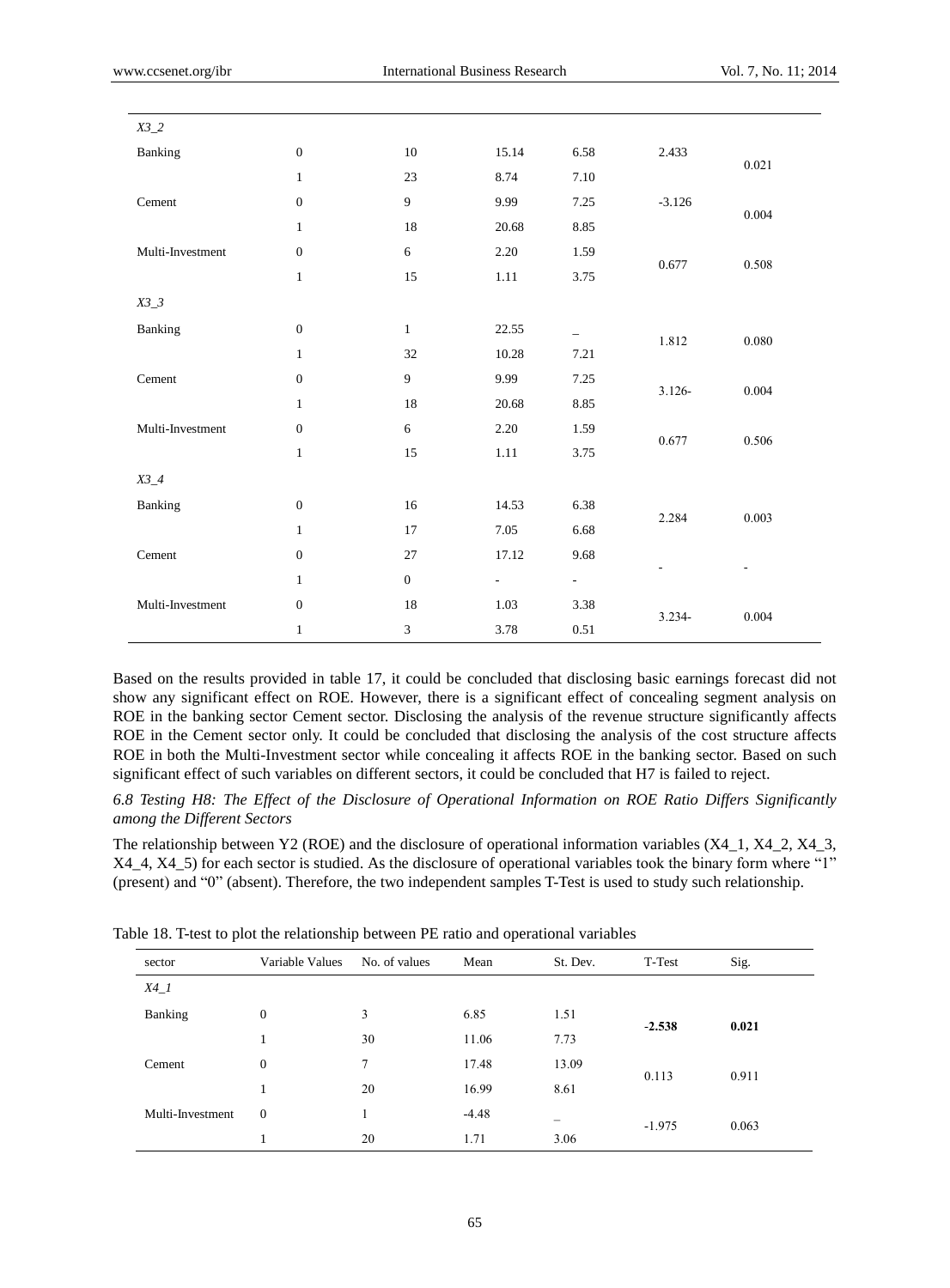| | | | | | | |
|---|---|---|---|---|---|---|
| *X3_2* | | | | | | |
| Banking | 0 | 10 | 15.14 | 6.58 | 2.433 | 0.021 |
| | 1 | 23 | 8.74 | 7.10 | | |
| Cement | 0 | 9 | 9.99 | 7.25 | -3.126 | 0.004 |
| | 1 | 18 | 20.68 | 8.85 | | |
| Multi-Investment | 0 | 6 | 2.20 | 1.59 | 0.677 | 0.508 |
| | 1 | 15 | 1.11 | 3.75 | | |
| *X3_3* | | | | | | |
| Banking | 0 | 1 | 22.55 | _ | 1.812 | 0.080 |
| | 1 | 32 | 10.28 | 7.21 | | |
| Cement | 0 | 9 | 9.99 | 7.25 | 3.126- | 0.004 |
| | 1 | 18 | 20.68 | 8.85 | | |
| Multi-Investment | 0 | 6 | 2.20 | 1.59 | 0.677 | 0.506 |
| | 1 | 15 | 1.11 | 3.75 | | |
| *X3_4* | | | | | | |
| Banking | 0 | 16 | 14.53 | 6.38 | 2.284 | 0.003 |
| | 1 | 17 | 7.05 | 6.68 | | |
| Cement | 0 | 27 | 17.12 | 9.68 | - | - |
| | 1 | 0 | - | - | | |
| Multi-Investment | 0 | 18 | 1.03 | 3.38 | 3.234- | 0.004 |
| | 1 | 3 | 3.78 | 0.51 | | |

Based on the results provided in table 17, it could be concluded that disclosing basic earnings forecast did not show any significant effect on ROE. However, there is a significant effect of concealing segment analysis on ROE in the banking sector Cement sector. Disclosing the analysis of the revenue structure significantly affects ROE in the Cement sector only. It could be concluded that disclosing the analysis of the cost structure affects ROE in both the Multi-Investment sector while concealing it affects ROE in the banking sector. Based on such significant effect of such variables on different sectors, it could be concluded that H7 is failed to reject.

*6.8 Testing H8: The Effect of the Disclosure of Operational Information on ROE Ratio Differs Significantly among the Different Sectors*

The relationship between Y2 (ROE) and the disclosure of operational information variables (X4_1, X4_2, X4_3, X4_4, X4_5) for each sector is studied. As the disclosure of operational variables took the binary form where "1" (present) and "0" (absent). Therefore, the two independent samples T-Test is used to study such relationship.

Table 18. T-test to plot the relationship between PE ratio and operational variables

| sector | Variable Values | No. of values | Mean | St. Dev. | T-Test | Sig. |
|---|---|---|---|---|---|---|
| *X4_1* | | | | | | |
| Banking | 0 | 3 | 6.85 | 1.51 | **-2.538** | **0.021** |
| | 1 | 30 | 11.06 | 7.73 | | |
| Cement | 0 | 7 | 17.48 | 13.09 | 0.113 | 0.911 |
| | 1 | 20 | 16.99 | 8.61 | | |
| Multi-Investment | 0 | 1 | -4.48 | _ | -1.975 | 0.063 |
| | 1 | 20 | 1.71 | 3.06 | | |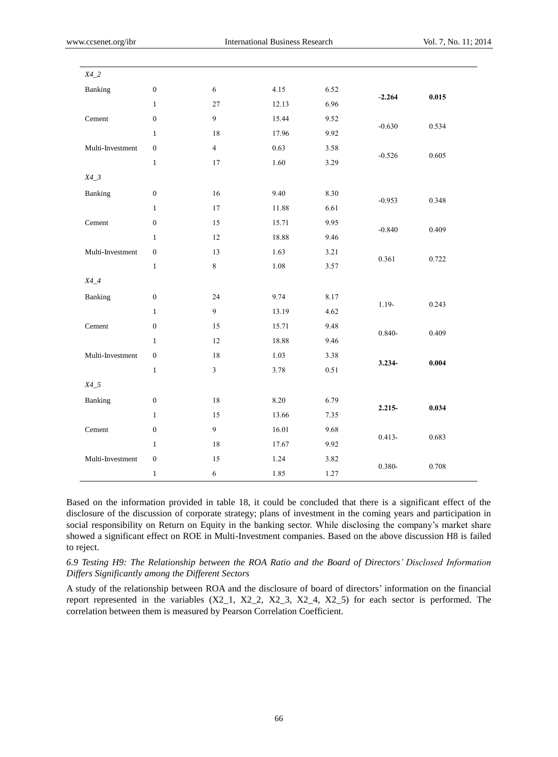| | | | | | | |
|---|---|---|---|---|---|---|
| *X4_2* | | | | | | |
| Banking | 0 | 6 | 4.15 | 6.52 | **-2.264** | **0.015** |
| | 1 | 27 | 12.13 | 6.96 | | |
| Cement | 0 | 9 | 15.44 | 9.52 | -0.630 | 0.534 |
| | 1 | 18 | 17.96 | 9.92 | | |
| Multi-Investment | 0 | 4 | 0.63 | 3.58 | -0.526 | 0.605 |
| | 1 | 17 | 1.60 | 3.29 | | |
| *X4_3* | | | | | | |
| Banking | 0 | 16 | 9.40 | 8.30 | -0.953 | 0.348 |
| | 1 | 17 | 11.88 | 6.61 | | |
| Cement | 0 | 15 | 15.71 | 9.95 | -0.840 | 0.409 |
| | 1 | 12 | 18.88 | 9.46 | | |
| Multi-Investment | 0 | 13 | 1.63 | 3.21 | 0.361 | 0.722 |
| | 1 | 8 | 1.08 | 3.57 | | |
| *X4_4* | | | | | | |
| Banking | 0 | 24 | 9.74 | 8.17 | 1.19- | 0.243 |
| | 1 | 9 | 13.19 | 4.62 | | |
| Cement | 0 | 15 | 15.71 | 9.48 | 0.840- | 0.409 |
| | 1 | 12 | 18.88 | 9.46 | | |
| Multi-Investment | 0 | 18 | 1.03 | 3.38 | **3.234-** | **0.004** |
| | 1 | 3 | 3.78 | 0.51 | | |
| *X4_5* | | | | | | |
| Banking | 0 | 18 | 8.20 | 6.79 | **2.215-** | **0.034** |
| | 1 | 15 | 13.66 | 7.35 | | |
| Cement | 0 | 9 | 16.01 | 9.68 | 0.413- | 0.683 |
| | 1 | 18 | 17.67 | 9.92 | | |
| Multi-Investment | 0 | 15 | 1.24 | 3.82 | 0.380- | 0.708 |
| | 1 | 6 | 1.85 | 1.27 | | |

Based on the information provided in table 18, it could be concluded that there is a significant effect of the disclosure of the discussion of corporate strategy; plans of investment in the coming years and participation in social responsibility on Return on Equity in the banking sector. While disclosing the company's market share showed a significant effect on ROE in Multi-Investment companies. Based on the above discussion H8 is failed to reject.

### *6.9 Testing H9: The Relationship between the ROA Ratio and the Board of Directors' Disclosed Information Differs Significantly among the Different Sectors*

A study of the relationship between ROA and the disclosure of board of directors' information on the financial report represented in the variables (X2_1, X2_2, X2_3, X2_4, X2_5) for each sector is performed. The correlation between them is measured by Pearson Correlation Coefficient.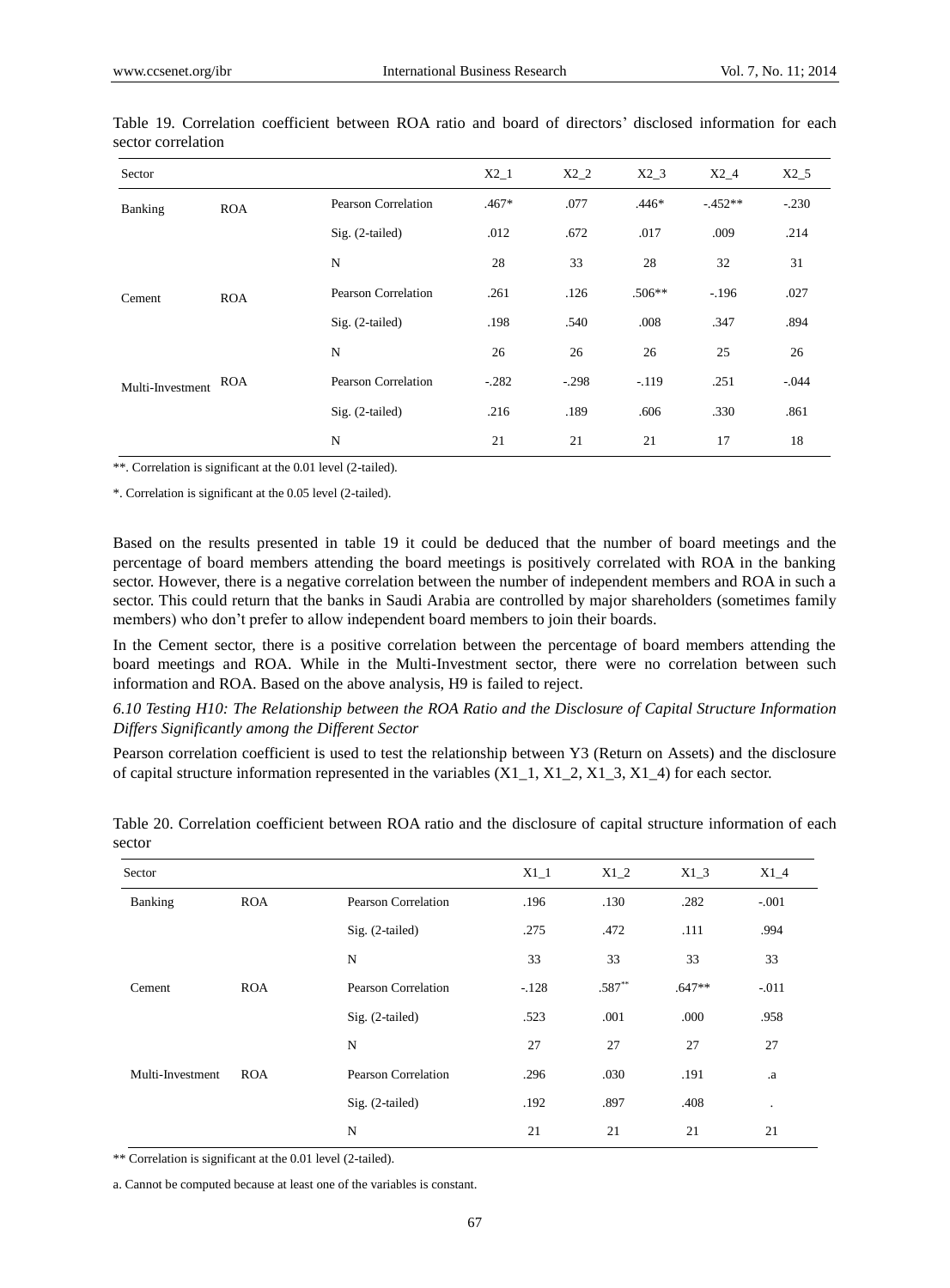Table 19. Correlation coefficient between ROA ratio and board of directors' disclosed information for each sector correlation

| Sector | | | X2_1 | X2_2 | X2_3 | X2_4 | X2_5 |
|---|---|---|---|---|---|---|---|
| Banking | ROA | Pearson Correlation | .467* | .077 | .446* | -.452** | -.230 |
| | | Sig. (2-tailed) | .012 | .672 | .017 | .009 | .214 |
| | | N | 28 | 33 | 28 | 32 | 31 |
| Cement | ROA | Pearson Correlation | .261 | .126 | .506** | -.196 | .027 |
| | | Sig. (2-tailed) | .198 | .540 | .008 | .347 | .894 |
| | | N | 26 | 26 | 26 | 25 | 26 |
| Multi-Investment | ROA | Pearson Correlation | -.282 | -.298 | -.119 | .251 | -.044 |
| | | Sig. (2-tailed) | .216 | .189 | .606 | .330 | .861 |
| | | N | 21 | 21 | 21 | 17 | 18 |

**. Correlation is significant at the 0.01 level (2-tailed).

*. Correlation is significant at the 0.05 level (2-tailed).

Based on the results presented in table 19 it could be deduced that the number of board meetings and the percentage of board members attending the board meetings is positively correlated with ROA in the banking sector. However, there is a negative correlation between the number of independent members and ROA in such a sector. This could return that the banks in Saudi Arabia are controlled by major shareholders (sometimes family members) who don't prefer to allow independent board members to join their boards.

In the Cement sector, there is a positive correlation between the percentage of board members attending the board meetings and ROA. While in the Multi-Investment sector, there were no correlation between such information and ROA. Based on the above analysis, H9 is failed to reject.

### *6.10 Testing H10: The Relationship between the ROA Ratio and the Disclosure of Capital Structure Information Differs Significantly among the Different Sector*

Pearson correlation coefficient is used to test the relationship between Y3 (Return on Assets) and the disclosure of capital structure information represented in the variables (X1_1, X1_2, X1_3, X1_4) for each sector.

Table 20. Correlation coefficient between ROA ratio and the disclosure of capital structure information of each sector

| Sector | | | X1_1 | X1_2 | X1_3 | X1_4 |
|---|---|---|---|---|---|---|
| Banking | ROA | Pearson Correlation | .196 | .130 | .282 | -.001 |
| | | Sig. (2-tailed) | .275 | .472 | .111 | .994 |
| | | N | 33 | 33 | 33 | 33 |
| Cement | ROA | Pearson Correlation | -.128 | .587** | .647** | -.011 |
| | | Sig. (2-tailed) | .523 | .001 | .000 | .958 |
| | | N | 27 | 27 | 27 | 27 |
| Multi-Investment | ROA | Pearson Correlation | .296 | .030 | .191 | .a |
| | | Sig. (2-tailed) | .192 | .897 | .408 | . |
| | | N | 21 | 21 | 21 | 21 |

** Correlation is significant at the 0.01 level (2-tailed).

a. Cannot be computed because at least one of the variables is constant.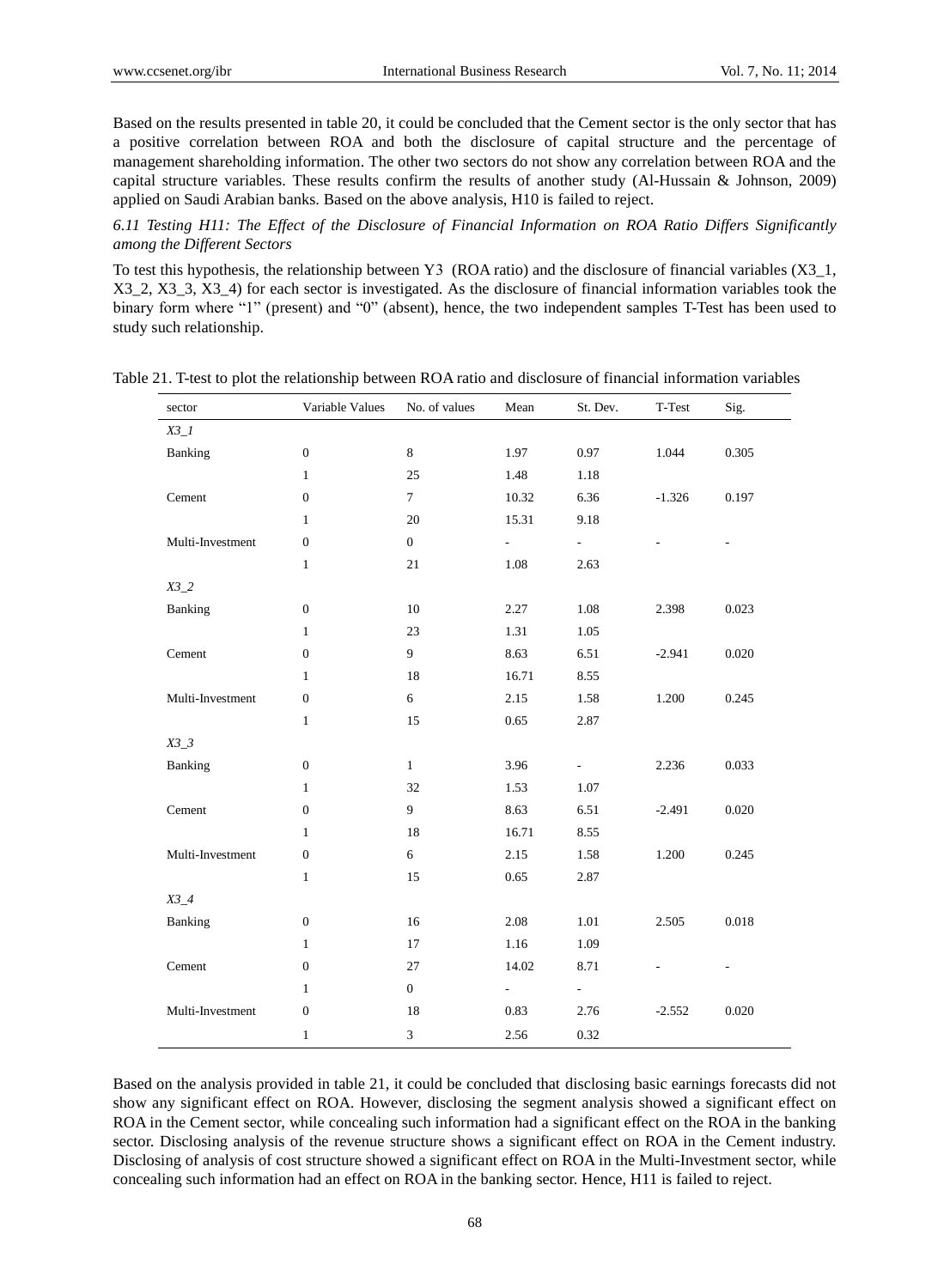Based on the results presented in table 20, it could be concluded that the Cement sector is the only sector that has a positive correlation between ROA and both the disclosure of capital structure and the percentage of management shareholding information. The other two sectors do not show any correlation between ROA and the capital structure variables. These results confirm the results of another study (Al-Hussain & Johnson, 2009) applied on Saudi Arabian banks. Based on the above analysis, H10 is failed to reject.

### *6.11 Testing H11: The Effect of the Disclosure of Financial Information on ROA Ratio Differs Significantly among the Different Sectors*

To test this hypothesis, the relationship between Y3 (ROA ratio) and the disclosure of financial variables (X3_1, X3_2, X3_3, X3_4) for each sector is investigated. As the disclosure of financial information variables took the binary form where "1" (present) and "0" (absent), hence, the two independent samples T-Test has been used to study such relationship.

Table 21. T-test to plot the relationship between ROA ratio and disclosure of financial information variables

| sector | Variable Values | No. of values | Mean | St. Dev. | T-Test | Sig. |
|---|---|---|---|---|---|---|
| *X3_1* | | | | | | |
| Banking | 0 | 8 | 1.97 | 0.97 | 1.044 | 0.305 |
| | 1 | 25 | 1.48 | 1.18 | | |
| Cement | 0 | 7 | 10.32 | 6.36 | -1.326 | 0.197 |
| | 1 | 20 | 15.31 | 9.18 | | |
| Multi-Investment | 0 | 0 | - | - | - | - |
| | 1 | 21 | 1.08 | 2.63 | | |
| *X3_2* | | | | | | |
| Banking | 0 | 10 | 2.27 | 1.08 | 2.398 | 0.023 |
| | 1 | 23 | 1.31 | 1.05 | | |
| Cement | 0 | 9 | 8.63 | 6.51 | -2.941 | 0.020 |
| | 1 | 18 | 16.71 | 8.55 | | |
| Multi-Investment | 0 | 6 | 2.15 | 1.58 | 1.200 | 0.245 |
| | 1 | 15 | 0.65 | 2.87 | | |
| *X3_3* | | | | | | |
| Banking | 0 | 1 | 3.96 | - | 2.236 | 0.033 |
| | 1 | 32 | 1.53 | 1.07 | | |
| Cement | 0 | 9 | 8.63 | 6.51 | -2.491 | 0.020 |
| | 1 | 18 | 16.71 | 8.55 | | |
| Multi-Investment | 0 | 6 | 2.15 | 1.58 | 1.200 | 0.245 |
| | 1 | 15 | 0.65 | 2.87 | | |
| *X3_4* | | | | | | |
| Banking | 0 | 16 | 2.08 | 1.01 | 2.505 | 0.018 |
| | 1 | 17 | 1.16 | 1.09 | | |
| Cement | 0 | 27 | 14.02 | 8.71 | - | - |
| | 1 | 0 | - | - | | |
| Multi-Investment | 0 | 18 | 0.83 | 2.76 | -2.552 | 0.020 |
| | 1 | 3 | 2.56 | 0.32 | | |

Based on the analysis provided in table 21, it could be concluded that disclosing basic earnings forecasts did not show any significant effect on ROA. However, disclosing the segment analysis showed a significant effect on ROA in the Cement sector, while concealing such information had a significant effect on the ROA in the banking sector. Disclosing analysis of the revenue structure shows a significant effect on ROA in the Cement industry. Disclosing of analysis of cost structure showed a significant effect on ROA in the Multi-Investment sector, while concealing such information had an effect on ROA in the banking sector. Hence, H11 is failed to reject.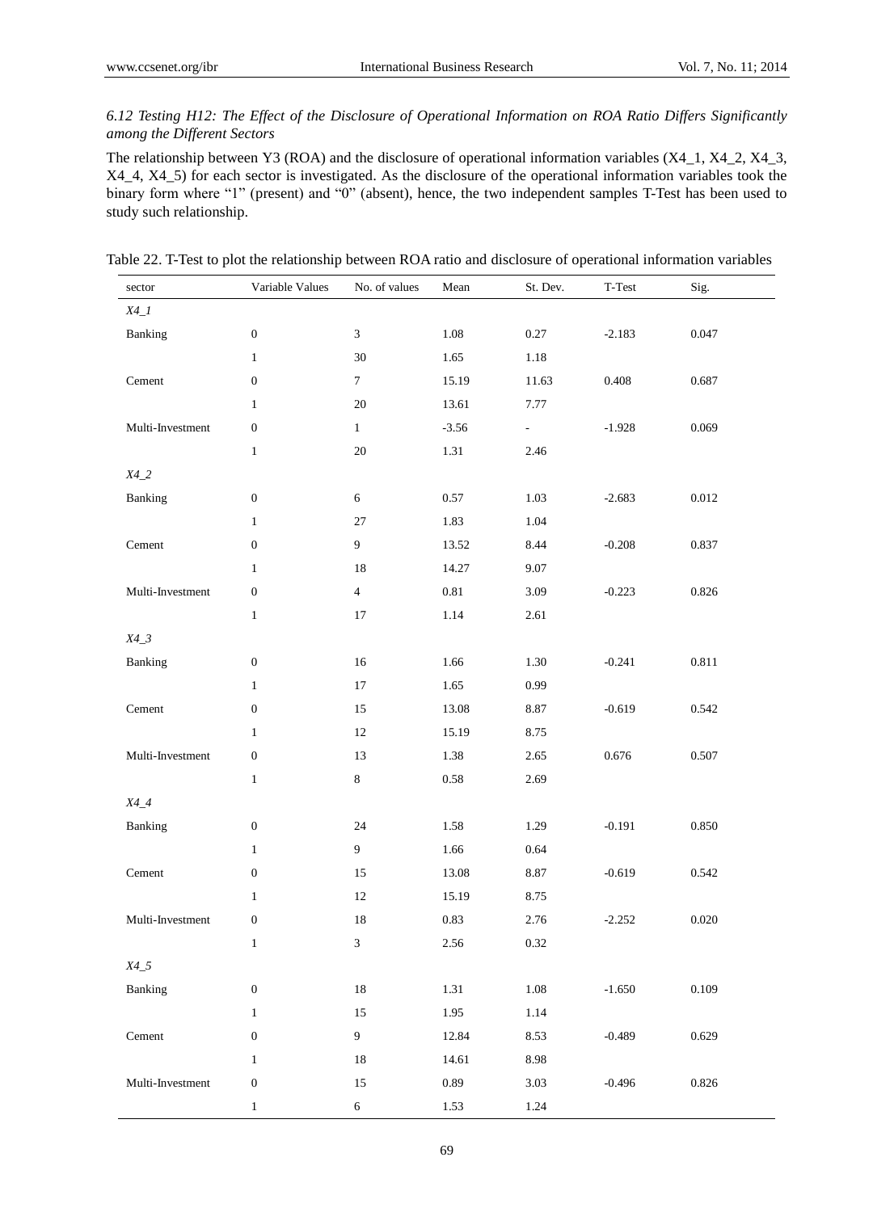### 6.12 Testing H12: The Effect of the Disclosure of Operational Information on ROA Ratio Differs Significantly among the Different Sectors

The relationship between Y3 (ROA) and the disclosure of operational information variables (X4_1, X4_2, X4_3, X4_4, X4_5) for each sector is investigated. As the disclosure of the operational information variables took the binary form where "1" (present) and "0" (absent), hence, the two independent samples T-Test has been used to study such relationship.

Table 22. T-Test to plot the relationship between ROA ratio and disclosure of operational information variables

| sector | Variable Values | No. of values | Mean | St. Dev. | T-Test | Sig. |
|---|---|---|---|---|---|---|
| *X4_1* | | | | | | |
| Banking | 0 | 3 | 1.08 | 0.27 | -2.183 | 0.047 |
| | 1 | 30 | 1.65 | 1.18 | | |
| Cement | 0 | 7 | 15.19 | 11.63 | 0.408 | 0.687 |
| | 1 | 20 | 13.61 | 7.77 | | |
| Multi-Investment | 0 | 1 | -3.56 | - | -1.928 | 0.069 |
| | 1 | 20 | 1.31 | 2.46 | | |
| *X4_2* | | | | | | |
| Banking | 0 | 6 | 0.57 | 1.03 | -2.683 | 0.012 |
| | 1 | 27 | 1.83 | 1.04 | | |
| Cement | 0 | 9 | 13.52 | 8.44 | -0.208 | 0.837 |
| | 1 | 18 | 14.27 | 9.07 | | |
| Multi-Investment | 0 | 4 | 0.81 | 3.09 | -0.223 | 0.826 |
| | 1 | 17 | 1.14 | 2.61 | | |
| *X4_3* | | | | | | |
| Banking | 0 | 16 | 1.66 | 1.30 | -0.241 | 0.811 |
| | 1 | 17 | 1.65 | 0.99 | | |
| Cement | 0 | 15 | 13.08 | 8.87 | -0.619 | 0.542 |
| | 1 | 12 | 15.19 | 8.75 | | |
| Multi-Investment | 0 | 13 | 1.38 | 2.65 | 0.676 | 0.507 |
| | 1 | 8 | 0.58 | 2.69 | | |
| *X4_4* | | | | | | |
| Banking | 0 | 24 | 1.58 | 1.29 | -0.191 | 0.850 |
| | 1 | 9 | 1.66 | 0.64 | | |
| Cement | 0 | 15 | 13.08 | 8.87 | -0.619 | 0.542 |
| | 1 | 12 | 15.19 | 8.75 | | |
| Multi-Investment | 0 | 18 | 0.83 | 2.76 | -2.252 | 0.020 |
| | 1 | 3 | 2.56 | 0.32 | | |
| *X4_5* | | | | | | |
| Banking | 0 | 18 | 1.31 | 1.08 | -1.650 | 0.109 |
| | 1 | 15 | 1.95 | 1.14 | | |
| Cement | 0 | 9 | 12.84 | 8.53 | -0.489 | 0.629 |
| | 1 | 18 | 14.61 | 8.98 | | |
| Multi-Investment | 0 | 15 | 0.89 | 3.03 | -0.496 | 0.826 |
| | 1 | 6 | 1.53 | 1.24 | | |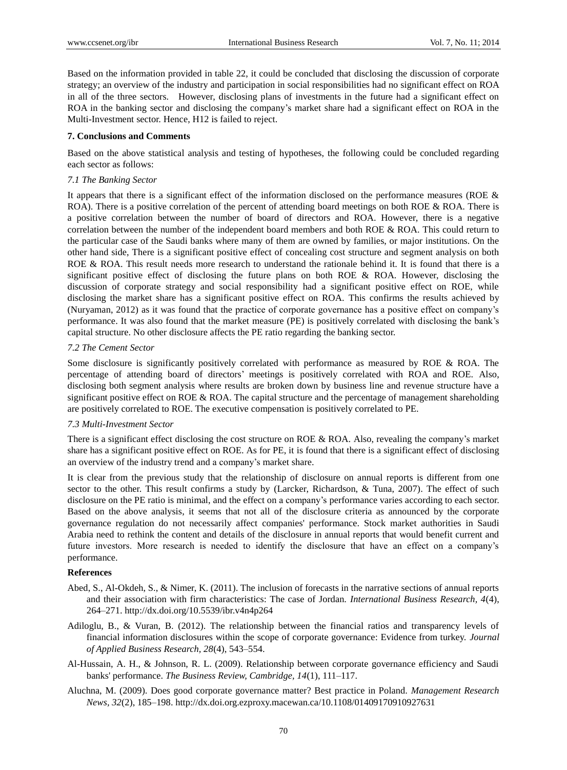Based on the information provided in table 22, it could be concluded that disclosing the discussion of corporate strategy; an overview of the industry and participation in social responsibilities had no significant effect on ROA in all of the three sectors. However, disclosing plans of investments in the future had a significant effect on ROA in the banking sector and disclosing the company's market share had a significant effect on ROA in the Multi-Investment sector. Hence, H12 is failed to reject.

## 7. Conclusions and Comments

Based on the above statistical analysis and testing of hypotheses, the following could be concluded regarding each sector as follows:

### *7.1 The Banking Sector*

It appears that there is a significant effect of the information disclosed on the performance measures (ROE & ROA). There is a positive correlation of the percent of attending board meetings on both ROE & ROA. There is a positive correlation between the number of board of directors and ROA. However, there is a negative correlation between the number of the independent board members and both ROE & ROA. This could return to the particular case of the Saudi banks where many of them are owned by families, or major institutions. On the other hand side, There is a significant positive effect of concealing cost structure and segment analysis on both ROE & ROA. This result needs more research to understand the rationale behind it. It is found that there is a significant positive effect of disclosing the future plans on both ROE & ROA. However, disclosing the discussion of corporate strategy and social responsibility had a significant positive effect on ROE, while disclosing the market share has a significant positive effect on ROA. This confirms the results achieved by (Nuryaman, 2012) as it was found that the practice of corporate governance has a positive effect on company's performance. It was also found that the market measure (PE) is positively correlated with disclosing the bank's capital structure. No other disclosure affects the PE ratio regarding the banking sector.

### *7.2 The Cement Sector*

Some disclosure is significantly positively correlated with performance as measured by ROE & ROA. The percentage of attending board of directors' meetings is positively correlated with ROA and ROE. Also, disclosing both segment analysis where results are broken down by business line and revenue structure have a significant positive effect on ROE & ROA. The capital structure and the percentage of management shareholding are positively correlated to ROE. The executive compensation is positively correlated to PE.

### *7.3 Multi-Investment Sector*

There is a significant effect disclosing the cost structure on ROE & ROA. Also, revealing the company's market share has a significant positive effect on ROE. As for PE, it is found that there is a significant effect of disclosing an overview of the industry trend and a company's market share.

It is clear from the previous study that the relationship of disclosure on annual reports is different from one sector to the other. This result confirms a study by (Larcker, Richardson, & Tuna, 2007). The effect of such disclosure on the PE ratio is minimal, and the effect on a company's performance varies according to each sector. Based on the above analysis, it seems that not all of the disclosure criteria as announced by the corporate governance regulation do not necessarily affect companies' performance. Stock market authorities in Saudi Arabia need to rethink the content and details of the disclosure in annual reports that would benefit current and future investors. More research is needed to identify the disclosure that have an effect on a company's performance.

## References

Abed, S., Al-Okdeh, S., & Nimer, K. (2011). The inclusion of forecasts in the narrative sections of annual reports and their association with firm characteristics: The case of Jordan. *International Business Research, 4*(4), 264–271. http://dx.doi.org/10.5539/ibr.v4n4p264

Adiloglu, B., & Vuran, B. (2012). The relationship between the financial ratios and transparency levels of financial information disclosures within the scope of corporate governance: Evidence from turkey. *Journal of Applied Business Research, 28*(4), 543–554.

Al-Hussain, A. H., & Johnson, R. L. (2009). Relationship between corporate governance efficiency and Saudi banks' performance. *The Business Review, Cambridge, 14*(1), 111–117.

Aluchna, M. (2009). Does good corporate governance matter? Best practice in Poland. *Management Research News, 32*(2), 185–198. http://dx.doi.org.ezproxy.macewan.ca/10.1108/01409170910927631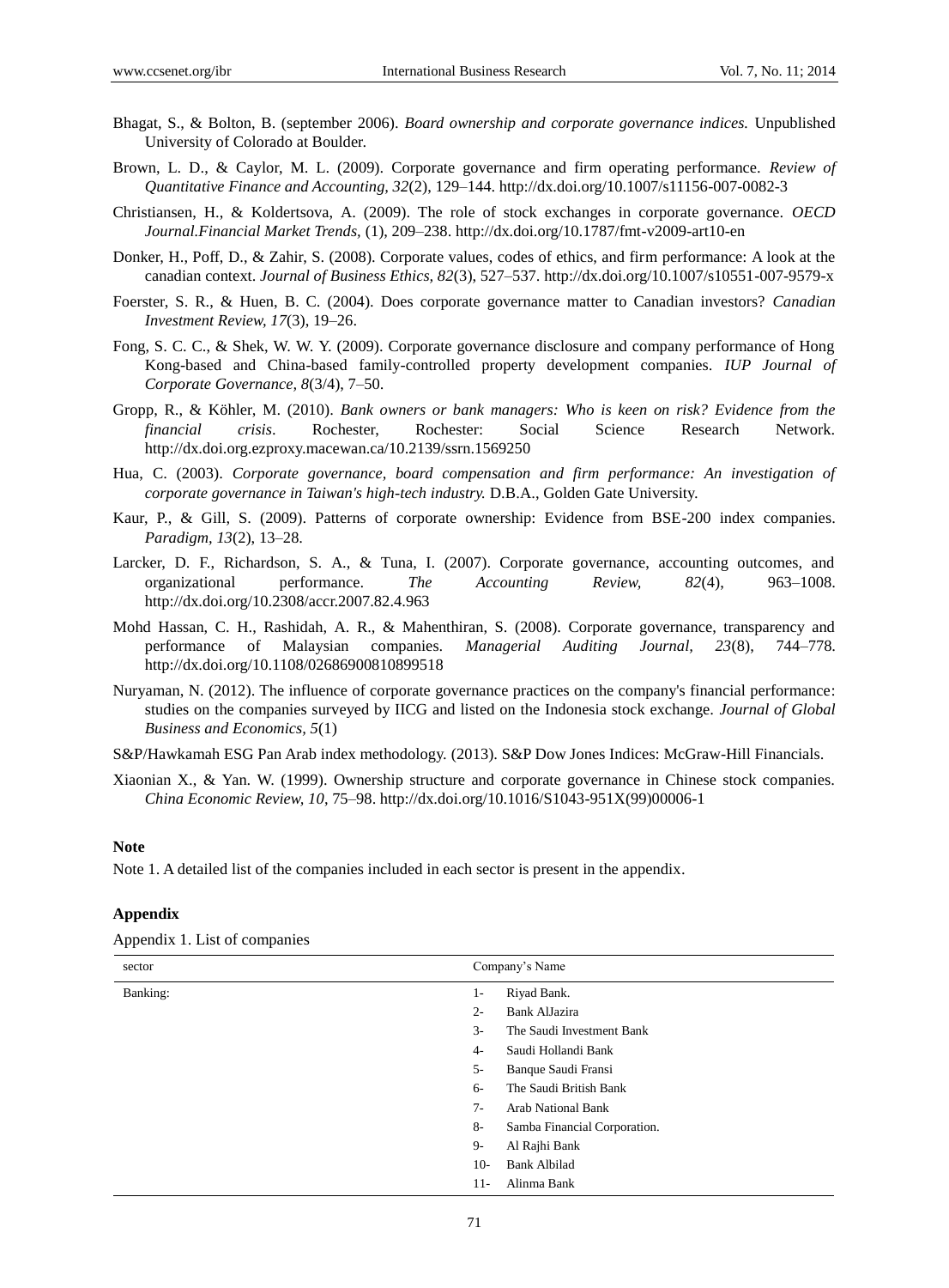Bhagat, S., & Bolton, B. (september 2006). *Board ownership and corporate governance indices.* Unpublished University of Colorado at Boulder.

Brown, L. D., & Caylor, M. L. (2009). Corporate governance and firm operating performance. *Review of Quantitative Finance and Accounting, 32*(2), 129–144. http://dx.doi.org/10.1007/s11156-007-0082-3

Christiansen, H., & Koldertsova, A. (2009). The role of stock exchanges in corporate governance. *OECD Journal.Financial Market Trends,* (1), 209–238. http://dx.doi.org/10.1787/fmt-v2009-art10-en

Donker, H., Poff, D., & Zahir, S. (2008). Corporate values, codes of ethics, and firm performance: A look at the canadian context. *Journal of Business Ethics, 82*(3), 527–537. http://dx.doi.org/10.1007/s10551-007-9579-x

Foerster, S. R., & Huen, B. C. (2004). Does corporate governance matter to Canadian investors? *Canadian Investment Review, 17*(3), 19–26.

Fong, S. C. C., & Shek, W. W. Y. (2009). Corporate governance disclosure and company performance of Hong Kong-based and China-based family-controlled property development companies. *IUP Journal of Corporate Governance, 8*(3/4), 7–50.

Gropp, R., & Köhler, M. (2010). *Bank owners or bank managers: Who is keen on risk? Evidence from the financial crisis*. Rochester, Rochester: Social Science Research Network. http://dx.doi.org.ezproxy.macewan.ca/10.2139/ssrn.1569250

Hua, C. (2003). *Corporate governance, board compensation and firm performance: An investigation of corporate governance in Taiwan's high-tech industry.* D.B.A., Golden Gate University.

Kaur, P., & Gill, S. (2009). Patterns of corporate ownership: Evidence from BSE-200 index companies. *Paradigm, 13*(2), 13–28.

Larcker, D. F., Richardson, S. A., & Tuna, I. (2007). Corporate governance, accounting outcomes, and organizational performance. *The Accounting Review, 82*(4), 963–1008. http://dx.doi.org/10.2308/accr.2007.82.4.963

Mohd Hassan, C. H., Rashidah, A. R., & Mahenthiran, S. (2008). Corporate governance, transparency and performance of Malaysian companies. *Managerial Auditing Journal, 23*(8), 744–778. http://dx.doi.org/10.1108/02686900810899518

Nuryaman, N. (2012). The influence of corporate governance practices on the company's financial performance: studies on the companies surveyed by IICG and listed on the Indonesia stock exchange. *Journal of Global Business and Economics, 5*(1)

S&P/Hawkamah ESG Pan Arab index methodology. (2013). S&P Dow Jones Indices: McGraw-Hill Financials.

Xiaonian X., & Yan. W. (1999). Ownership structure and corporate governance in Chinese stock companies. *China Economic Review, 10*, 75–98. http://dx.doi.org/10.1016/S1043-951X(99)00006-1

### Note

Note 1. A detailed list of the companies included in each sector is present in the appendix.

### Appendix

Appendix 1. List of companies

| sector | Company's Name |
|---|---|
| Banking: | 1- Riyad Bank. |
| | 2- Bank AlJazira |
| | 3- The Saudi Investment Bank |
| | 4- Saudi Hollandi Bank |
| | 5- Banque Saudi Fransi |
| | 6- The Saudi British Bank |
| | 7- Arab National Bank |
| | 8- Samba Financial Corporation. |
| | 9- Al Rajhi Bank |
| | 10- Bank Albilad |
| | 11- Alinma Bank |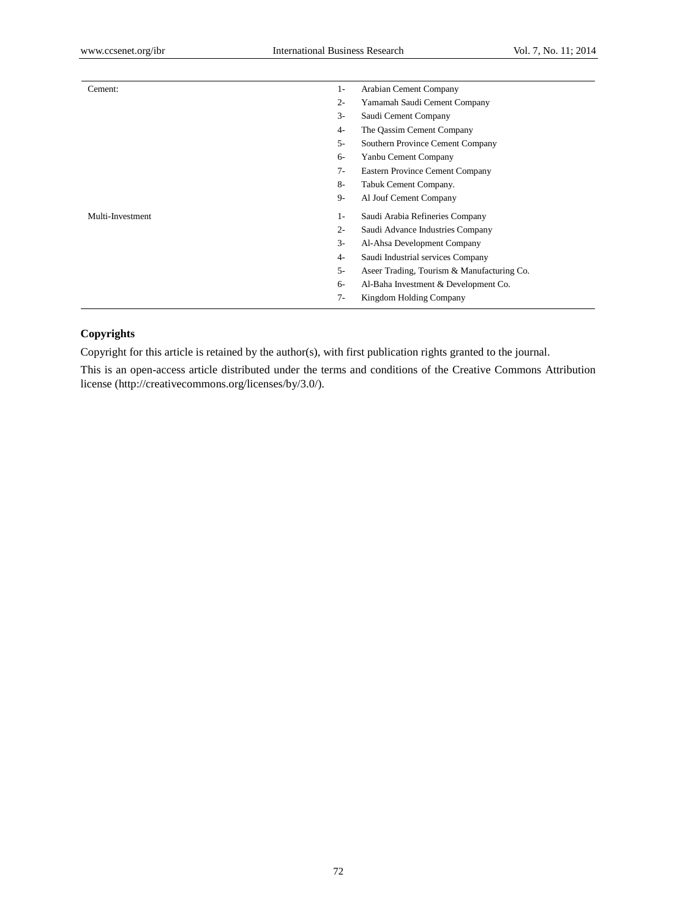| | | |
|---|---|---|
| Cement: | 1- | Arabian Cement Company |
| | 2- | Yamamah Saudi Cement Company |
| | 3- | Saudi Cement Company |
| | 4- | The Qassim Cement Company |
| | 5- | Southern Province Cement Company |
| | 6- | Yanbu Cement Company |
| | 7- | Eastern Province Cement Company |
| | 8- | Tabuk Cement Company. |
| | 9- | Al Jouf Cement Company |
| Multi-Investment | 1- | Saudi Arabia Refineries Company |
| | 2- | Saudi Advance Industries Company |
| | 3- | Al-Ahsa Development Company |
| | 4- | Saudi Industrial services Company |
| | 5- | Aseer Trading, Tourism & Manufacturing Co. |
| | 6- | Al-Baha Investment & Development Co. |
| | 7- | Kingdom Holding Company |

**Copyrights**

Copyright for this article is retained by the author(s), with first publication rights granted to the journal.

This is an open-access article distributed under the terms and conditions of the Creative Commons Attribution license (http://creativecommons.org/licenses/by/3.0/).